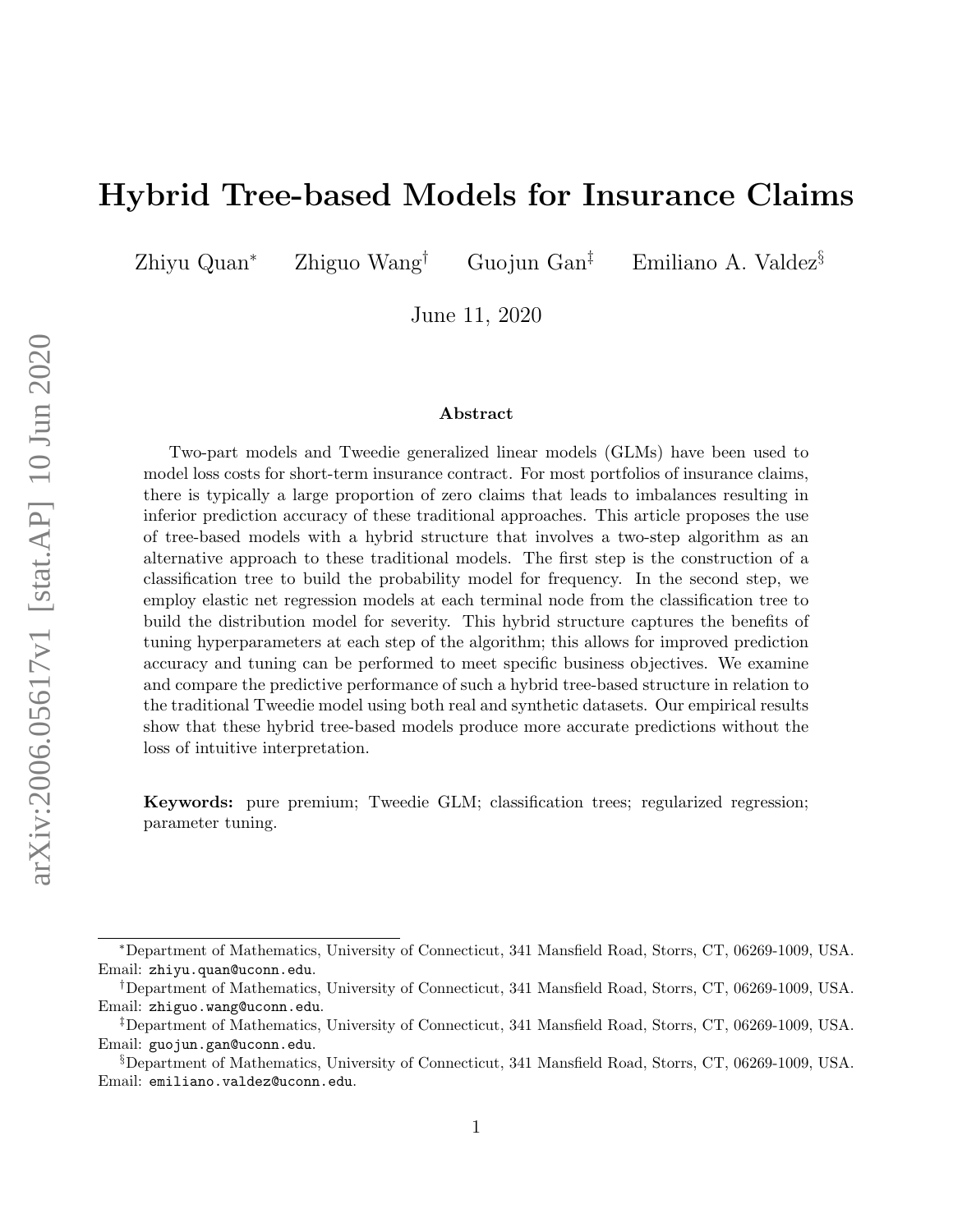# Hybrid Tree-based Models for Insurance Claims

Zhiyu Quan[*] Zhiguo Wang[†] Guojun Gan[‡] Emiliano A. Valdez[§]

June 11, 2020

## Abstract

Two-part models and Tweedie generalized linear models (GLMs) have been used to model loss costs for short-term insurance contract. For most portfolios of insurance claims, there is typically a large proportion of zero claims that leads to imbalances resulting in inferior prediction accuracy of these traditional approaches. This article proposes the use of tree-based models with a hybrid structure that involves a two-step algorithm as an alternative approach to these traditional models. The first step is the construction of a classification tree to build the probability model for frequency. In the second step, we employ elastic net regression models at each terminal node from the classification tree to build the distribution model for severity. This hybrid structure captures the benefits of tuning hyperparameters at each step of the algorithm; this allows for improved prediction accuracy and tuning can be performed to meet specific business objectives. We examine and compare the predictive performance of such a hybrid tree-based structure in relation to the traditional Tweedie model using both real and synthetic datasets. Our empirical results show that these hybrid tree-based models produce more accurate predictions without the loss of intuitive interpretation.

**Keywords:** pure premium; Tweedie GLM; classification trees; regularized regression; parameter tuning.

---

[*]Department of Mathematics, University of Connecticut, 341 Mansfield Road, Storrs, CT, 06269-1009, USA. Email: `zhiyu.quan@uconn.edu`.

[†]Department of Mathematics, University of Connecticut, 341 Mansfield Road, Storrs, CT, 06269-1009, USA. Email: `zhiguo.wang@uconn.edu`.

[‡]Department of Mathematics, University of Connecticut, 341 Mansfield Road, Storrs, CT, 06269-1009, USA. Email: `guojun.gan@uconn.edu`.

[§]Department of Mathematics, University of Connecticut, 341 Mansfield Road, Storrs, CT, 06269-1009, USA. Email: `emiliano.valdez@uconn.edu`.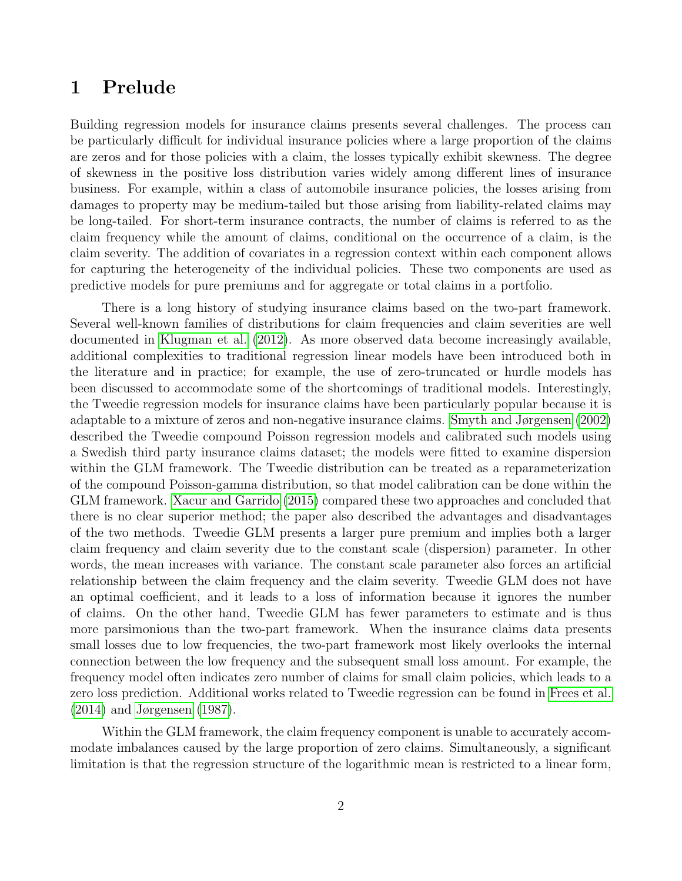# 1 Prelude

Building regression models for insurance claims presents several challenges. The process can be particularly difficult for individual insurance policies where a large proportion of the claims are zeros and for those policies with a claim, the losses typically exhibit skewness. The degree of skewness in the positive loss distribution varies widely among different lines of insurance business. For example, within a class of automobile insurance policies, the losses arising from damages to property may be medium-tailed but those arising from liability-related claims may be long-tailed. For short-term insurance contracts, the number of claims is referred to as the claim frequency while the amount of claims, conditional on the occurrence of a claim, is the claim severity. The addition of covariates in a regression context within each component allows for capturing the heterogeneity of the individual policies. These two components are used as predictive models for pure premiums and for aggregate or total claims in a portfolio.

There is a long history of studying insurance claims based on the two-part framework. Several well-known families of distributions for claim frequencies and claim severities are well documented in Klugman et al. (2012). As more observed data become increasingly available, additional complexities to traditional regression linear models have been introduced both in the literature and in practice; for example, the use of zero-truncated or hurdle models has been discussed to accommodate some of the shortcomings of traditional models. Interestingly, the Tweedie regression models for insurance claims have been particularly popular because it is adaptable to a mixture of zeros and non-negative insurance claims. Smyth and Jørgensen (2002) described the Tweedie compound Poisson regression models and calibrated such models using a Swedish third party insurance claims dataset; the models were fitted to examine dispersion within the GLM framework. The Tweedie distribution can be treated as a reparameterization of the compound Poisson-gamma distribution, so that model calibration can be done within the GLM framework. Xacur and Garrido (2015) compared these two approaches and concluded that there is no clear superior method; the paper also described the advantages and disadvantages of the two methods. Tweedie GLM presents a larger pure premium and implies both a larger claim frequency and claim severity due to the constant scale (dispersion) parameter. In other words, the mean increases with variance. The constant scale parameter also forces an artificial relationship between the claim frequency and the claim severity. Tweedie GLM does not have an optimal coefficient, and it leads to a loss of information because it ignores the number of claims. On the other hand, Tweedie GLM has fewer parameters to estimate and is thus more parsimonious than the two-part framework. When the insurance claims data presents small losses due to low frequencies, the two-part framework most likely overlooks the internal connection between the low frequency and the subsequent small loss amount. For example, the frequency model often indicates zero number of claims for small claim policies, which leads to a zero loss prediction. Additional works related to Tweedie regression can be found in Frees et al. (2014) and Jørgensen (1987).

Within the GLM framework, the claim frequency component is unable to accurately accommodate imbalances caused by the large proportion of zero claims. Simultaneously, a significant limitation is that the regression structure of the logarithmic mean is restricted to a linear form,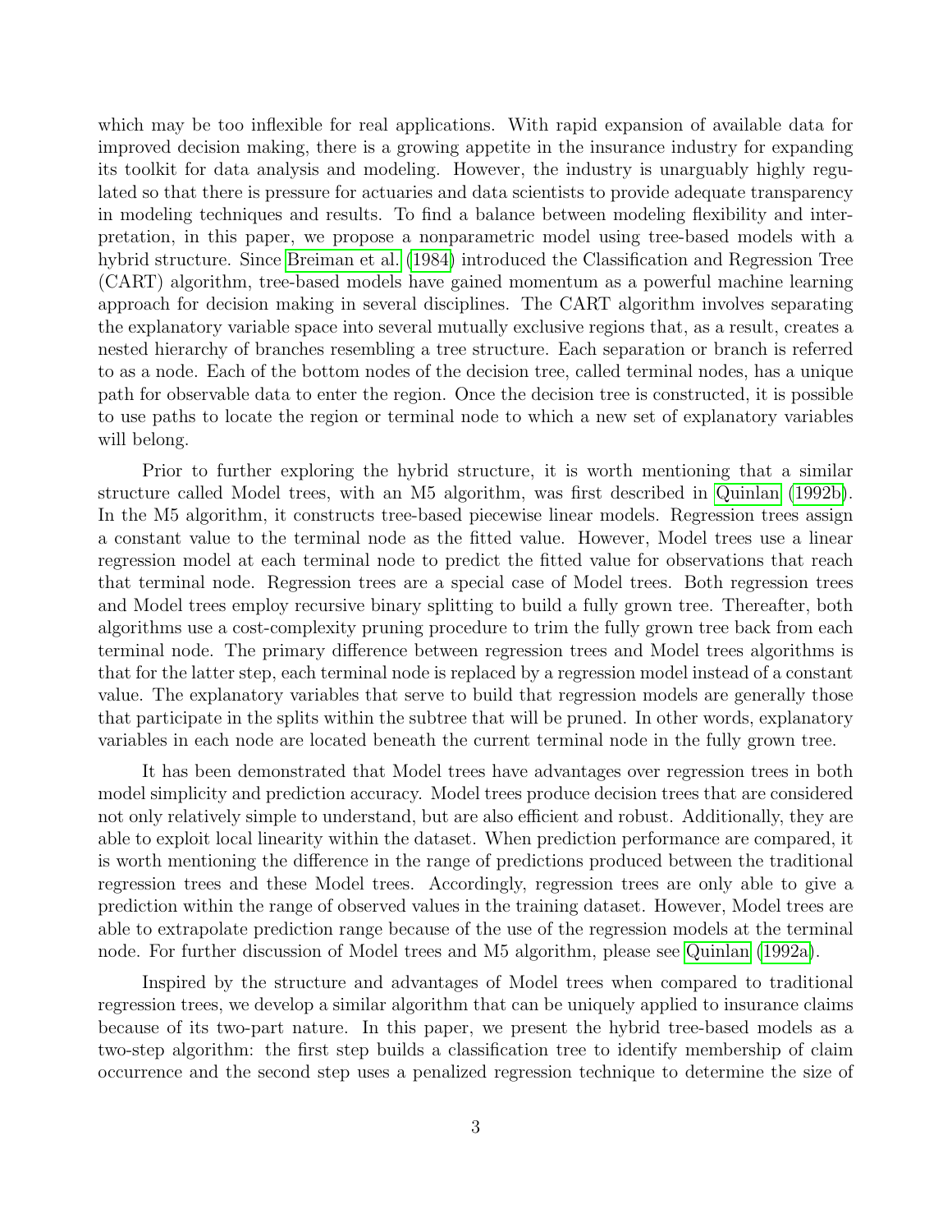which may be too inflexible for real applications. With rapid expansion of available data for improved decision making, there is a growing appetite in the insurance industry for expanding its toolkit for data analysis and modeling. However, the industry is unarguably highly regulated so that there is pressure for actuaries and data scientists to provide adequate transparency in modeling techniques and results. To find a balance between modeling flexibility and interpretation, in this paper, we propose a nonparametric model using tree-based models with a hybrid structure. Since Breiman et al. (1984) introduced the Classification and Regression Tree (CART) algorithm, tree-based models have gained momentum as a powerful machine learning approach for decision making in several disciplines. The CART algorithm involves separating the explanatory variable space into several mutually exclusive regions that, as a result, creates a nested hierarchy of branches resembling a tree structure. Each separation or branch is referred to as a node. Each of the bottom nodes of the decision tree, called terminal nodes, has a unique path for observable data to enter the region. Once the decision tree is constructed, it is possible to use paths to locate the region or terminal node to which a new set of explanatory variables will belong.

Prior to further exploring the hybrid structure, it is worth mentioning that a similar structure called Model trees, with an M5 algorithm, was first described in Quinlan (1992b). In the M5 algorithm, it constructs tree-based piecewise linear models. Regression trees assign a constant value to the terminal node as the fitted value. However, Model trees use a linear regression model at each terminal node to predict the fitted value for observations that reach that terminal node. Regression trees are a special case of Model trees. Both regression trees and Model trees employ recursive binary splitting to build a fully grown tree. Thereafter, both algorithms use a cost-complexity pruning procedure to trim the fully grown tree back from each terminal node. The primary difference between regression trees and Model trees algorithms is that for the latter step, each terminal node is replaced by a regression model instead of a constant value. The explanatory variables that serve to build that regression models are generally those that participate in the splits within the subtree that will be pruned. In other words, explanatory variables in each node are located beneath the current terminal node in the fully grown tree.

It has been demonstrated that Model trees have advantages over regression trees in both model simplicity and prediction accuracy. Model trees produce decision trees that are considered not only relatively simple to understand, but are also efficient and robust. Additionally, they are able to exploit local linearity within the dataset. When prediction performance are compared, it is worth mentioning the difference in the range of predictions produced between the traditional regression trees and these Model trees. Accordingly, regression trees are only able to give a prediction within the range of observed values in the training dataset. However, Model trees are able to extrapolate prediction range because of the use of the regression models at the terminal node. For further discussion of Model trees and M5 algorithm, please see Quinlan (1992a).

Inspired by the structure and advantages of Model trees when compared to traditional regression trees, we develop a similar algorithm that can be uniquely applied to insurance claims because of its two-part nature. In this paper, we present the hybrid tree-based models as a two-step algorithm: the first step builds a classification tree to identify membership of claim occurrence and the second step uses a penalized regression technique to determine the size of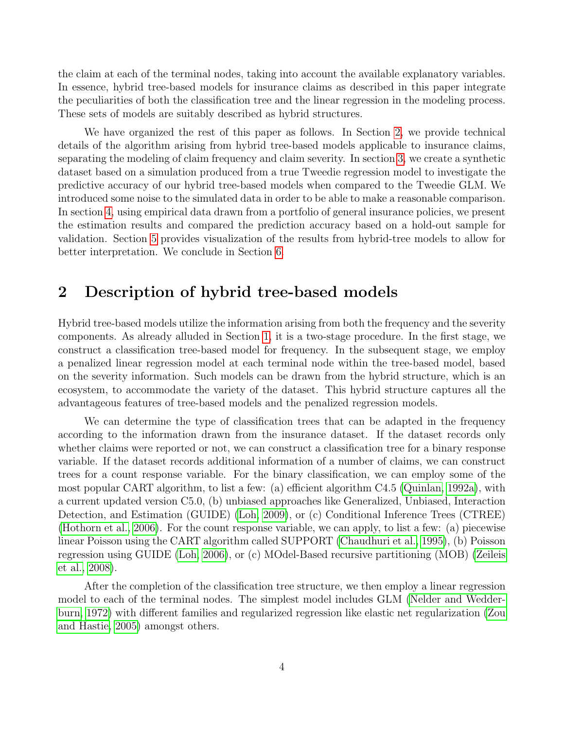the claim at each of the terminal nodes, taking into account the available explanatory variables. In essence, hybrid tree-based models for insurance claims as described in this paper integrate the peculiarities of both the classification tree and the linear regression in the modeling process. These sets of models are suitably described as hybrid structures.

We have organized the rest of this paper as follows. In Section 2, we provide technical details of the algorithm arising from hybrid tree-based models applicable to insurance claims, separating the modeling of claim frequency and claim severity. In section 3, we create a synthetic dataset based on a simulation produced from a true Tweedie regression model to investigate the predictive accuracy of our hybrid tree-based models when compared to the Tweedie GLM. We introduced some noise to the simulated data in order to be able to make a reasonable comparison. In section 4, using empirical data drawn from a portfolio of general insurance policies, we present the estimation results and compared the prediction accuracy based on a hold-out sample for validation. Section 5 provides visualization of the results from hybrid-tree models to allow for better interpretation. We conclude in Section 6.

## 2 Description of hybrid tree-based models

Hybrid tree-based models utilize the information arising from both the frequency and the severity components. As already alluded in Section 1, it is a two-stage procedure. In the first stage, we construct a classification tree-based model for frequency. In the subsequent stage, we employ a penalized linear regression model at each terminal node within the tree-based model, based on the severity information. Such models can be drawn from the hybrid structure, which is an ecosystem, to accommodate the variety of the dataset. This hybrid structure captures all the advantageous features of tree-based models and the penalized regression models.

We can determine the type of classification trees that can be adapted in the frequency according to the information drawn from the insurance dataset. If the dataset records only whether claims were reported or not, we can construct a classification tree for a binary response variable. If the dataset records additional information of a number of claims, we can construct trees for a count response variable. For the binary classification, we can employ some of the most popular CART algorithm, to list a few: (a) efficient algorithm C4.5 (Quinlan, 1992a), with a current updated version C5.0, (b) unbiased approaches like Generalized, Unbiased, Interaction Detection, and Estimation (GUIDE) (Loh, 2009), or (c) Conditional Inference Trees (CTREE) (Hothorn et al., 2006). For the count response variable, we can apply, to list a few: (a) piecewise linear Poisson using the CART algorithm called SUPPORT (Chaudhuri et al., 1995), (b) Poisson regression using GUIDE (Loh, 2006), or (c) MOdel-Based recursive partitioning (MOB) (Zeileis et al., 2008).

After the completion of the classification tree structure, we then employ a linear regression model to each of the terminal nodes. The simplest model includes GLM (Nelder and Wedderburn, 1972) with different families and regularized regression like elastic net regularization (Zou and Hastie, 2005) amongst others.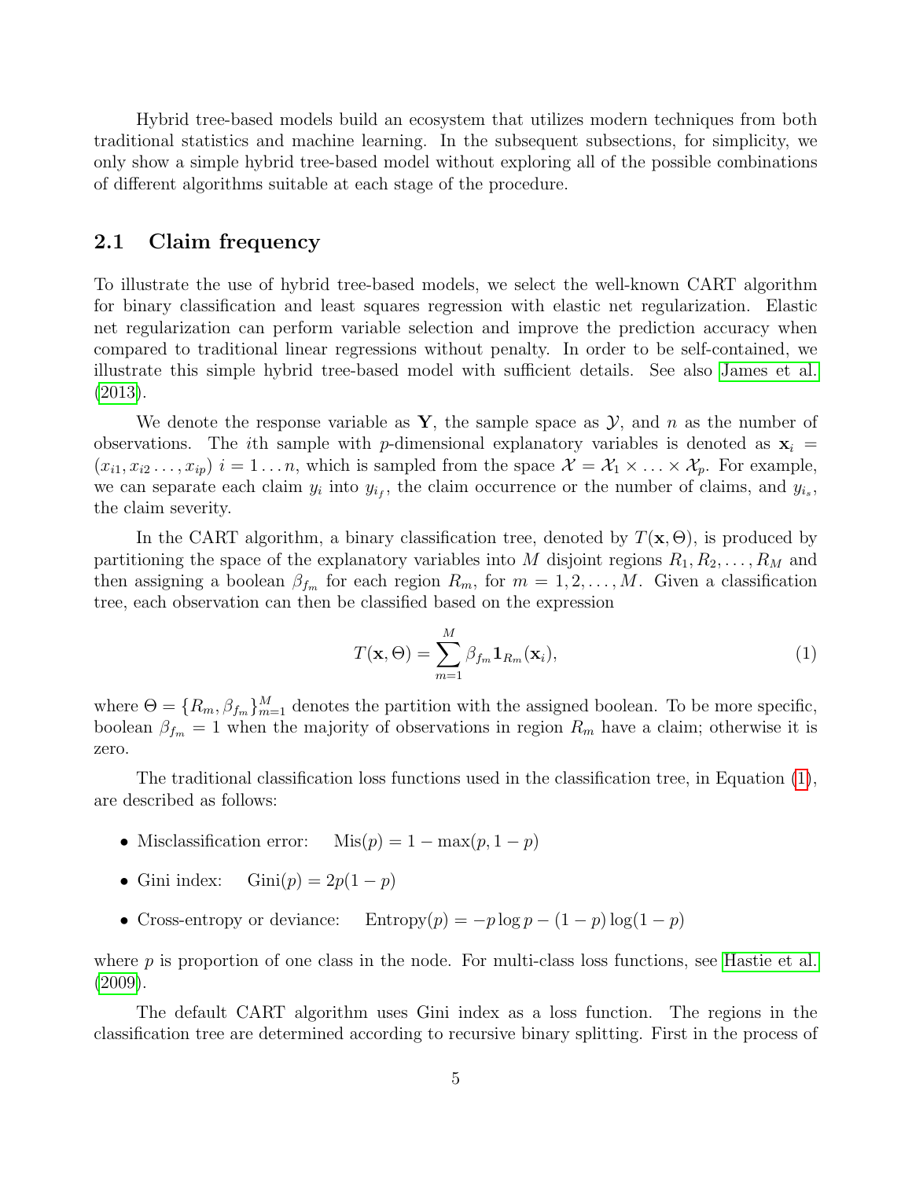Hybrid tree-based models build an ecosystem that utilizes modern techniques from both traditional statistics and machine learning. In the subsequent subsections, for simplicity, we only show a simple hybrid tree-based model without exploring all of the possible combinations of different algorithms suitable at each stage of the procedure.

## 2.1 Claim frequency

To illustrate the use of hybrid tree-based models, we select the well-known CART algorithm for binary classification and least squares regression with elastic net regularization. Elastic net regularization can perform variable selection and improve the prediction accuracy when compared to traditional linear regressions without penalty. In order to be self-contained, we illustrate this simple hybrid tree-based model with sufficient details. See also James et al. (2013).

We denote the response variable as $\mathbf{Y}$, the sample space as $\mathcal{Y}$, and $n$ as the number of observations. The $i$th sample with $p$-dimensional explanatory variables is denoted as $\mathbf{x}_i = (x_{i1}, x_{i2} \ldots, x_{ip})$ $i = 1 \ldots n$, which is sampled from the space $\mathcal{X} = \mathcal{X}_1 \times \ldots \times \mathcal{X}_p$. For example, we can separate each claim $y_i$ into $y_{i_f}$, the claim occurrence or the number of claims, and $y_{i_s}$, the claim severity.

In the CART algorithm, a binary classification tree, denoted by $T(\mathbf{x}, \Theta)$, is produced by partitioning the space of the explanatory variables into $M$ disjoint regions $R_1, R_2, \ldots, R_M$ and then assigning a boolean $\beta_{f_m}$ for each region $R_m$, for $m = 1, 2, \ldots, M$. Given a classification tree, each observation can then be classified based on the expression

$$T(\mathbf{x}, \Theta) = \sum_{m=1}^{M} \beta_{f_m} \mathbf{1}_{R_m}(\mathbf{x}_i), \tag{1}$$

where $\Theta = \{R_m, \beta_{f_m}\}_{m=1}^{M}$ denotes the partition with the assigned boolean. To be more specific, boolean $\beta_{f_m} = 1$ when the majority of observations in region $R_m$ have a claim; otherwise it is zero.

The traditional classification loss functions used in the classification tree, in Equation (1), are described as follows:

- Misclassification error: $\quad \text{Mis}(p) = 1 - \max(p, 1-p)$
- Gini index: $\quad \text{Gini}(p) = 2p(1-p)$
- Cross-entropy or deviance: $\quad \text{Entropy}(p) = -p \log p - (1-p)\log(1-p)$

where $p$ is proportion of one class in the node. For multi-class loss functions, see Hastie et al. (2009).

The default CART algorithm uses Gini index as a loss function. The regions in the classification tree are determined according to recursive binary splitting. First in the process of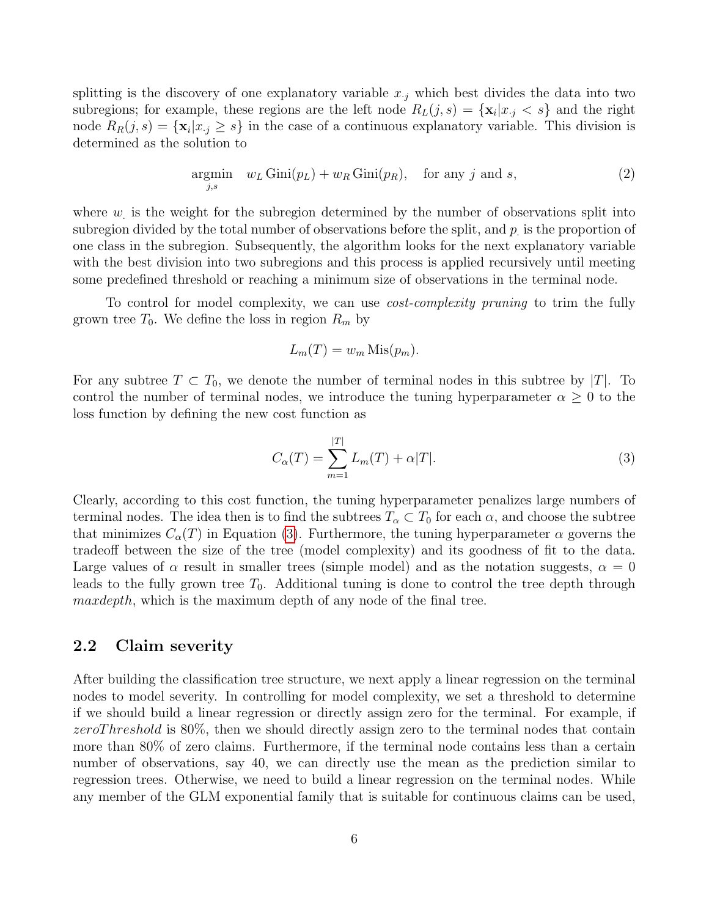splitting is the discovery of one explanatory variable $x_{\cdot j}$ which best divides the data into two subregions; for example, these regions are the left node $R_L(j, s) = \{\mathbf{x}_i | x_{\cdot j} < s\}$ and the right node $R_R(j, s) = \{\mathbf{x}_i | x_{\cdot j} \geq s\}$ in the case of a continuous explanatory variable. This division is determined as the solution to

$$\underset{j,s}{\operatorname{argmin}} \quad w_L \operatorname{Gini}(p_L) + w_R \operatorname{Gini}(p_R), \quad \text{for any } j \text{ and } s, \tag{2}$$

where $w_{\cdot}$ is the weight for the subregion determined by the number of observations split into subregion divided by the total number of observations before the split, and $p_{\cdot}$ is the proportion of one class in the subregion. Subsequently, the algorithm looks for the next explanatory variable with the best division into two subregions and this process is applied recursively until meeting some predefined threshold or reaching a minimum size of observations in the terminal node.

To control for model complexity, we can use *cost-complexity pruning* to trim the fully grown tree $T_0$. We define the loss in region $R_m$ by

$$L_m(T) = w_m \operatorname{Mis}(p_m).$$

For any subtree $T \subset T_0$, we denote the number of terminal nodes in this subtree by $|T|$. To control the number of terminal nodes, we introduce the tuning hyperparameter $\alpha \geq 0$ to the loss function by defining the new cost function as

$$C_\alpha(T) = \sum_{m=1}^{|T|} L_m(T) + \alpha |T|. \tag{3}$$

Clearly, according to this cost function, the tuning hyperparameter penalizes large numbers of terminal nodes. The idea then is to find the subtrees $T_\alpha \subset T_0$ for each $\alpha$, and choose the subtree that minimizes $C_\alpha(T)$ in Equation (3). Furthermore, the tuning hyperparameter $\alpha$ governs the tradeoff between the size of the tree (model complexity) and its goodness of fit to the data. Large values of $\alpha$ result in smaller trees (simple model) and as the notation suggests, $\alpha = 0$ leads to the fully grown tree $T_0$. Additional tuning is done to control the tree depth through *maxdepth*, which is the maximum depth of any node of the final tree.

## 2.2 Claim severity

After building the classification tree structure, we next apply a linear regression on the terminal nodes to model severity. In controlling for model complexity, we set a threshold to determine if we should build a linear regression or directly assign zero for the terminal. For example, if *zeroThreshold* is 80%, then we should directly assign zero to the terminal nodes that contain more than 80% of zero claims. Furthermore, if the terminal node contains less than a certain number of observations, say 40, we can directly use the mean as the prediction similar to regression trees. Otherwise, we need to build a linear regression on the terminal nodes. While any member of the GLM exponential family that is suitable for continuous claims can be used,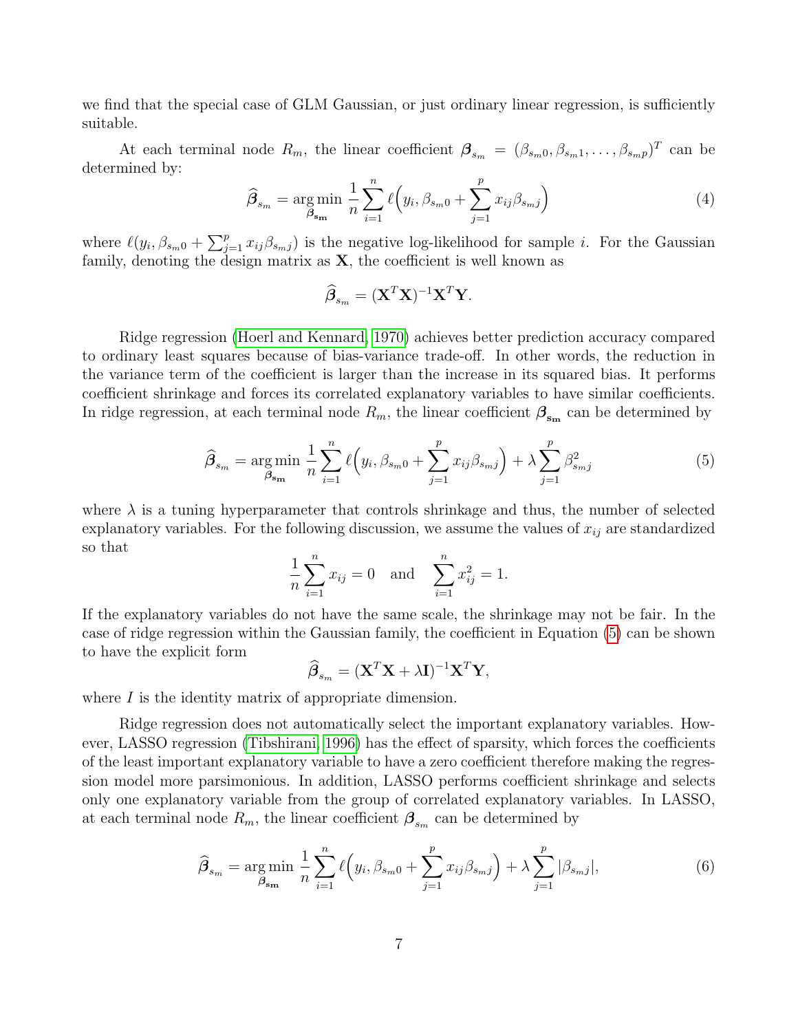we find that the special case of GLM Gaussian, or just ordinary linear regression, is sufficiently suitable.

At each terminal node $R_m$, the linear coefficient $\boldsymbol{\beta}_{s_m} = (\beta_{s_m0}, \beta_{s_m1}, \ldots, \beta_{s_mp})^T$ can be determined by:

$$\widehat{\boldsymbol{\beta}}_{s_m} = \underset{\boldsymbol{\beta}_{\mathbf{s_m}}}{\arg\min}\ \frac{1}{n}\sum_{i=1}^{n} \ell\Big(y_i, \beta_{s_m0} + \sum_{j=1}^{p} x_{ij}\beta_{s_mj}\Big) \tag{4}$$

where $\ell(y_i, \beta_{s_m0} + \sum_{j=1}^{p} x_{ij}\beta_{s_mj})$ is the negative log-likelihood for sample $i$. For the Gaussian family, denoting the design matrix as $\mathbf{X}$, the coefficient is well known as

$$\widehat{\boldsymbol{\beta}}_{s_m} = (\mathbf{X}^T\mathbf{X})^{-1}\mathbf{X}^T\mathbf{Y}.$$

Ridge regression (Hoerl and Kennard, 1970) achieves better prediction accuracy compared to ordinary least squares because of bias-variance trade-off. In other words, the reduction in the variance term of the coefficient is larger than the increase in its squared bias. It performs coefficient shrinkage and forces its correlated explanatory variables to have similar coefficients. In ridge regression, at each terminal node $R_m$, the linear coefficient $\boldsymbol{\beta}_{\mathbf{s_m}}$ can be determined by

$$\widehat{\boldsymbol{\beta}}_{s_m} = \underset{\boldsymbol{\beta}_{\mathbf{s_m}}}{\arg\min}\ \frac{1}{n}\sum_{i=1}^{n} \ell\Big(y_i, \beta_{s_m0} + \sum_{j=1}^{p} x_{ij}\beta_{s_mj}\Big) + \lambda \sum_{j=1}^{p} \beta_{s_mj}^2 \tag{5}$$

where $\lambda$ is a tuning hyperparameter that controls shrinkage and thus, the number of selected explanatory variables. For the following discussion, we assume the values of $x_{ij}$ are standardized so that

$$\frac{1}{n}\sum_{i=1}^{n} x_{ij} = 0 \quad \text{and} \quad \sum_{i=1}^{n} x_{ij}^2 = 1.$$

If the explanatory variables do not have the same scale, the shrinkage may not be fair. In the case of ridge regression within the Gaussian family, the coefficient in Equation (5) can be shown to have the explicit form

$$\widehat{\boldsymbol{\beta}}_{s_m} = (\mathbf{X}^T\mathbf{X} + \lambda\mathbf{I})^{-1}\mathbf{X}^T\mathbf{Y},$$

where $I$ is the identity matrix of appropriate dimension.

Ridge regression does not automatically select the important explanatory variables. However, LASSO regression (Tibshirani, 1996) has the effect of sparsity, which forces the coefficients of the least important explanatory variable to have a zero coefficient therefore making the regression model more parsimonious. In addition, LASSO performs coefficient shrinkage and selects only one explanatory variable from the group of correlated explanatory variables. In LASSO, at each terminal node $R_m$, the linear coefficient $\boldsymbol{\beta}_{s_m}$ can be determined by

$$\widehat{\boldsymbol{\beta}}_{s_m} = \underset{\boldsymbol{\beta}_{\mathbf{s_m}}}{\arg\min}\ \frac{1}{n}\sum_{i=1}^{n} \ell\Big(y_i, \beta_{s_m0} + \sum_{j=1}^{p} x_{ij}\beta_{s_mj}\Big) + \lambda \sum_{j=1}^{p} |\beta_{s_mj}|, \tag{6}$$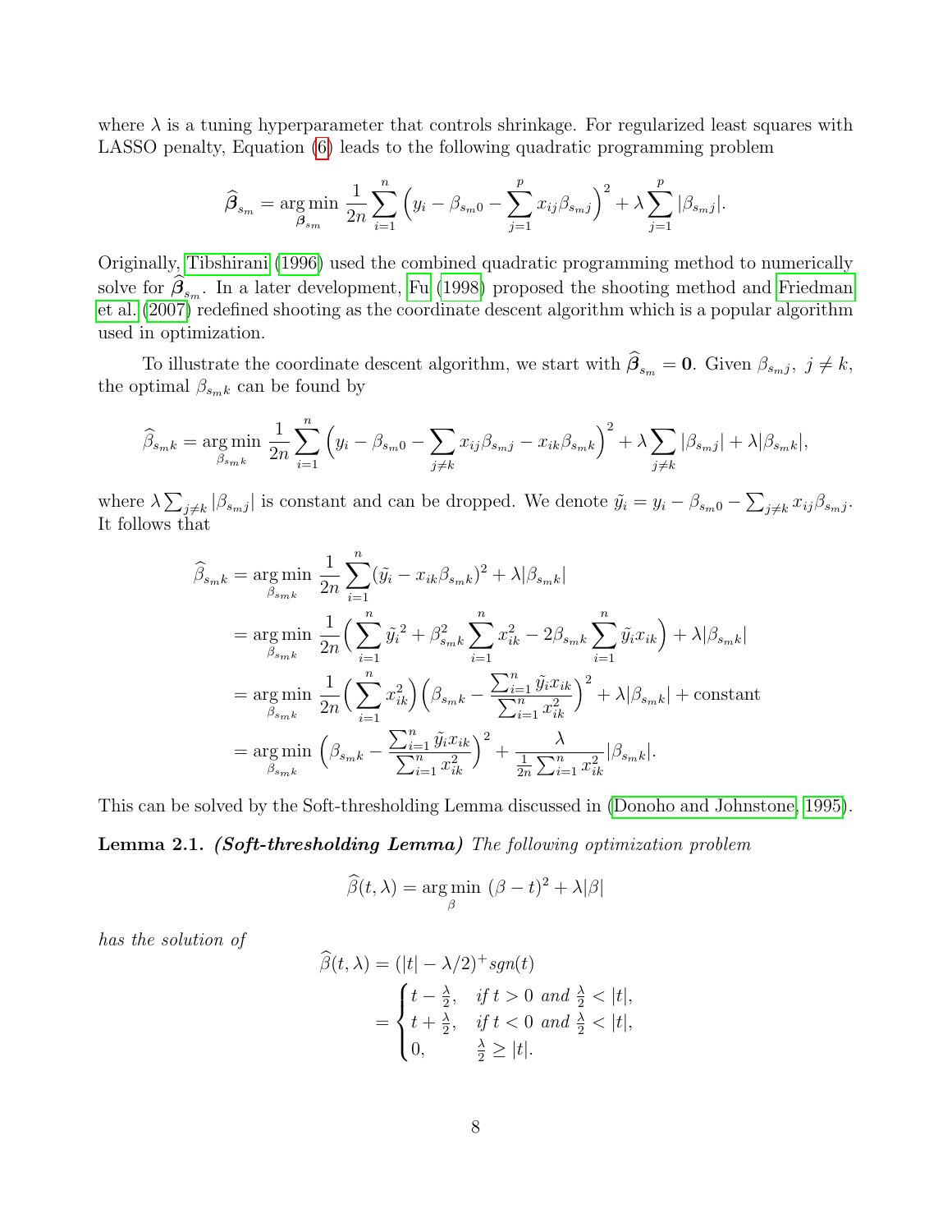where $\lambda$ is a tuning hyperparameter that controls shrinkage. For regularized least squares with LASSO penalty, Equation (6) leads to the following quadratic programming problem

$$\widehat{\boldsymbol{\beta}}_{s_m} = \underset{\boldsymbol{\beta}_{s_m}}{\arg\min}\ \frac{1}{2n}\sum_{i=1}^{n}\Big(y_i - \beta_{s_m 0} - \sum_{j=1}^{p} x_{ij}\beta_{s_m j}\Big)^2 + \lambda\sum_{j=1}^{p}|\beta_{s_m j}|.$$

Originally, Tibshirani (1996) used the combined quadratic programming method to numerically solve for $\widehat{\boldsymbol{\beta}}_{s_m}$. In a later development, Fu (1998) proposed the shooting method and Friedman et al. (2007) redefined shooting as the coordinate descent algorithm which is a popular algorithm used in optimization.

To illustrate the coordinate descent algorithm, we start with $\widehat{\boldsymbol{\beta}}_{s_m} = \mathbf{0}$. Given $\beta_{s_m j},\ j \neq k$, the optimal $\beta_{s_m k}$ can be found by

$$\widehat{\beta}_{s_m k} = \underset{\beta_{s_m k}}{\arg\min}\ \frac{1}{2n}\sum_{i=1}^{n}\Big(y_i - \beta_{s_m 0} - \sum_{j\neq k} x_{ij}\beta_{s_m j} - x_{ik}\beta_{s_m k}\Big)^2 + \lambda\sum_{j\neq k}|\beta_{s_m j}| + \lambda|\beta_{s_m k}|,$$

where $\lambda\sum_{j\neq k}|\beta_{s_m j}|$ is constant and can be dropped. We denote $\tilde{y}_i = y_i - \beta_{s_m 0} - \sum_{j\neq k} x_{ij}\beta_{s_m j}$. It follows that

$$\begin{aligned}
\widehat{\beta}_{s_m k} &= \underset{\beta_{s_m k}}{\arg\min}\ \frac{1}{2n}\sum_{i=1}^{n}(\tilde{y}_i - x_{ik}\beta_{s_m k})^2 + \lambda|\beta_{s_m k}| \\
&= \underset{\beta_{s_m k}}{\arg\min}\ \frac{1}{2n}\Big(\sum_{i=1}^{n}\tilde{y}_i^{\,2} + \beta_{s_m k}^2\sum_{i=1}^{n}x_{ik}^2 - 2\beta_{s_m k}\sum_{i=1}^{n}\tilde{y}_i x_{ik}\Big) + \lambda|\beta_{s_m k}| \\
&= \underset{\beta_{s_m k}}{\arg\min}\ \frac{1}{2n}\Big(\sum_{i=1}^{n}x_{ik}^2\Big)\Big(\beta_{s_m k} - \frac{\sum_{i=1}^{n}\tilde{y}_i x_{ik}}{\sum_{i=1}^{n}x_{ik}^2}\Big)^2 + \lambda|\beta_{s_m k}| + \text{constant} \\
&= \underset{\beta_{s_m k}}{\arg\min}\ \Big(\beta_{s_m k} - \frac{\sum_{i=1}^{n}\tilde{y}_i x_{ik}}{\sum_{i=1}^{n}x_{ik}^2}\Big)^2 + \frac{\lambda}{\frac{1}{2n}\sum_{i=1}^{n}x_{ik}^2}|\beta_{s_m k}|.
\end{aligned}$$

This can be solved by the Soft-thresholding Lemma discussed in (Donoho and Johnstone, 1995).

**Lemma 2.1.** ***(Soft-thresholding Lemma)*** *The following optimization problem*

$$\widehat{\beta}(t,\lambda) = \underset{\beta}{\arg\min}\ (\beta - t)^2 + \lambda|\beta|$$

*has the solution of*

$$\begin{aligned}
\widehat{\beta}(t,\lambda) &= (|t| - \lambda/2)^{+} sgn(t) \\
&= \begin{cases} t - \frac{\lambda}{2}, & \text{if } t > 0 \text{ and } \frac{\lambda}{2} < |t|, \\ t + \frac{\lambda}{2}, & \text{if } t < 0 \text{ and } \frac{\lambda}{2} < |t|, \\ 0, & \frac{\lambda}{2} \geq |t|. \end{cases}
\end{aligned}$$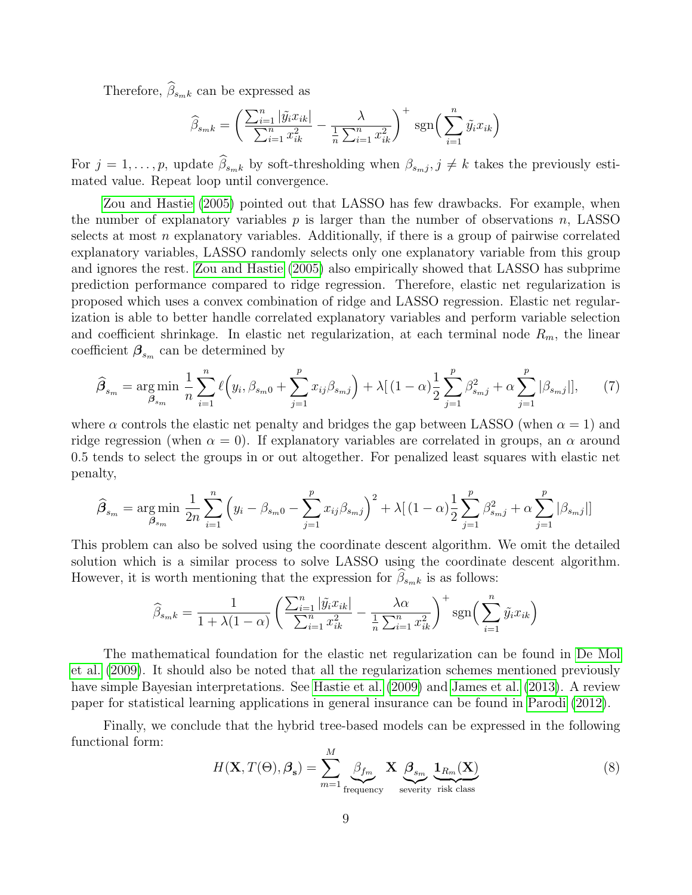Therefore, $\widehat{\beta}_{s_m k}$ can be expressed as

$$\widehat{\beta}_{s_m k} = \left( \frac{\sum_{i=1}^{n} |\tilde{y}_i x_{ik}|}{\sum_{i=1}^{n} x_{ik}^2} - \frac{\lambda}{\frac{1}{n}\sum_{i=1}^{n} x_{ik}^2} \right)^{+} \operatorname{sgn}\Big( \sum_{i=1}^{n} \tilde{y}_i x_{ik} \Big)$$

For $j = 1, \ldots, p$, update $\widehat{\beta}_{s_m k}$ by soft-thresholding when $\beta_{s_m j}, j \neq k$ takes the previously estimated value. Repeat loop until convergence.

Zou and Hastie (2005) pointed out that LASSO has few drawbacks. For example, when the number of explanatory variables $p$ is larger than the number of observations $n$, LASSO selects at most $n$ explanatory variables. Additionally, if there is a group of pairwise correlated explanatory variables, LASSO randomly selects only one explanatory variable from this group and ignores the rest. Zou and Hastie (2005) also empirically showed that LASSO has subprime prediction performance compared to ridge regression. Therefore, elastic net regularization is proposed which uses a convex combination of ridge and LASSO regression. Elastic net regularization is able to better handle correlated explanatory variables and perform variable selection and coefficient shrinkage. In elastic net regularization, at each terminal node $R_m$, the linear coefficient $\boldsymbol{\beta}_{s_m}$ can be determined by

$$\widehat{\boldsymbol{\beta}}_{s_m} = \operatorname*{arg\,min}_{\boldsymbol{\beta}_{s_m}} \frac{1}{n} \sum_{i=1}^{n} \ell\Big( y_i, \beta_{s_m 0} + \sum_{j=1}^{p} x_{ij} \beta_{s_m j} \Big) + \lambda \big[ (1-\alpha) \frac{1}{2} \sum_{j=1}^{p} \beta_{s_m j}^2 + \alpha \sum_{j=1}^{p} |\beta_{s_m j}| \big], \tag{7}$$

where $\alpha$ controls the elastic net penalty and bridges the gap between LASSO (when $\alpha = 1$) and ridge regression (when $\alpha = 0$). If explanatory variables are correlated in groups, an $\alpha$ around 0.5 tends to select the groups in or out altogether. For penalized least squares with elastic net penalty,

$$\widehat{\boldsymbol{\beta}}_{s_m} = \operatorname*{arg\,min}_{\boldsymbol{\beta}_{s_m}} \frac{1}{2n} \sum_{i=1}^{n} \Big( y_i - \beta_{s_m 0} - \sum_{j=1}^{p} x_{ij} \beta_{s_m j} \Big)^2 + \lambda \big[ (1-\alpha) \frac{1}{2} \sum_{j=1}^{p} \beta_{s_m j}^2 + \alpha \sum_{j=1}^{p} |\beta_{s_m j}| \big]$$

This problem can also be solved using the coordinate descent algorithm. We omit the detailed solution which is a similar process to solve LASSO using the coordinate descent algorithm. However, it is worth mentioning that the expression for $\widehat{\beta}_{s_m k}$ is as follows:

$$\widehat{\beta}_{s_m k} = \frac{1}{1 + \lambda(1-\alpha)} \left( \frac{\sum_{i=1}^{n} |\tilde{y}_i x_{ik}|}{\sum_{i=1}^{n} x_{ik}^2} - \frac{\lambda \alpha}{\frac{1}{n}\sum_{i=1}^{n} x_{ik}^2} \right)^{+} \operatorname{sgn}\Big( \sum_{i=1}^{n} \tilde{y}_i x_{ik} \Big)$$

The mathematical foundation for the elastic net regularization can be found in De Mol et al. (2009). It should also be noted that all the regularization schemes mentioned previously have simple Bayesian interpretations. See Hastie et al. (2009) and James et al. (2013). A review paper for statistical learning applications in general insurance can be found in Parodi (2012).

Finally, we conclude that the hybrid tree-based models can be expressed in the following functional form:

$$H(\mathbf{X}, T(\Theta), \boldsymbol{\beta}_{\mathbf{s}}) = \sum_{m=1}^{M} \underbrace{\beta_{f_m}}_{\text{frequency}} \; \mathbf{X} \; \underbrace{\boldsymbol{\beta}_{s_m}}_{\text{severity}} \; \underbrace{\mathbf{1}_{R_m}(\mathbf{X})}_{\text{risk class}} \tag{8}$$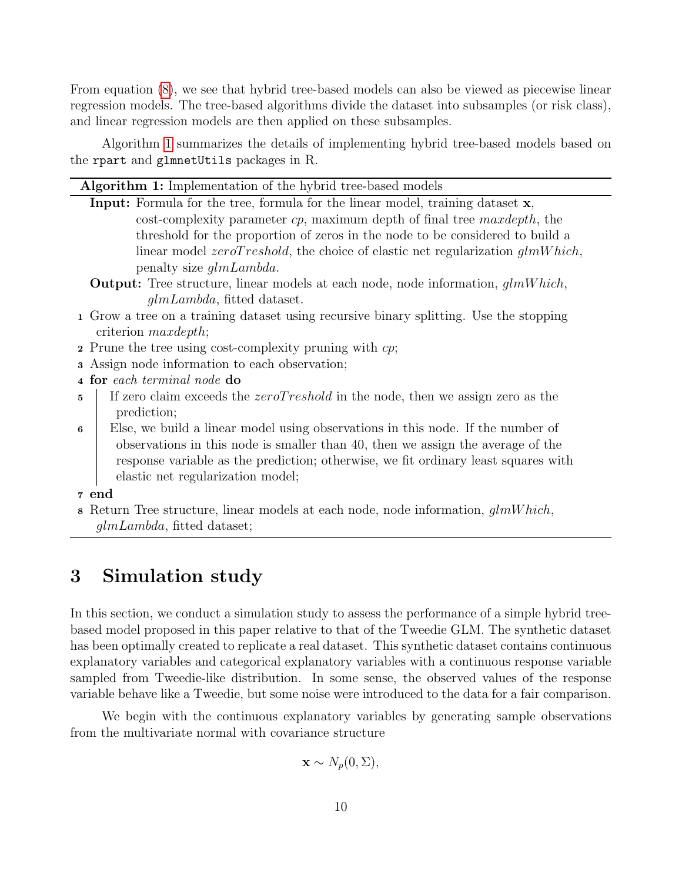From equation (8), we see that hybrid tree-based models can also be viewed as piecewise linear regression models. The tree-based algorithms divide the dataset into subsamples (or risk class), and linear regression models are then applied on these subsamples.

Algorithm 1 summarizes the details of implementing hybrid tree-based models based on the `rpart` and `glmnetUtils` packages in R.

---

**Algorithm 1:** Implementation of the hybrid tree-based models

---

**Input:** Formula for the tree, formula for the linear model, training dataset $\mathbf{x}$, cost-complexity parameter $cp$, maximum depth of final tree $maxdepth$, the threshold for the proportion of zeros in the node to be considered to build a linear model $zeroTreshold$, the choice of elastic net regularization $glmWhich$, penalty size $glmLambda$.

**Output:** Tree structure, linear models at each node, node information, $glmWhich$, $glmLambda$, fitted dataset.

1. Grow a tree on a training dataset using recursive binary splitting. Use the stopping criterion $maxdepth$;
2. Prune the tree using cost-complexity pruning with $cp$;
3. Assign node information to each observation;
4. **for** *each terminal node* **do**
5. If zero claim exceeds the $zeroTreshold$ in the node, then we assign zero as the prediction;
6. Else, we build a linear model using observations in this node. If the number of observations in this node is smaller than 40, then we assign the average of the response variable as the prediction; otherwise, we fit ordinary least squares with elastic net regularization model;
7. **end**
8. Return Tree structure, linear models at each node, node information, $glmWhich$, $glmLambda$, fitted dataset;

---

## 3 Simulation study

In this section, we conduct a simulation study to assess the performance of a simple hybrid tree-based model proposed in this paper relative to that of the Tweedie GLM. The synthetic dataset has been optimally created to replicate a real dataset. This synthetic dataset contains continuous explanatory variables and categorical explanatory variables with a continuous response variable sampled from Tweedie-like distribution. In some sense, the observed values of the response variable behave like a Tweedie, but some noise were introduced to the data for a fair comparison.

We begin with the continuous explanatory variables by generating sample observations from the multivariate normal with covariance structure

$$\mathbf{x} \sim N_p(0, \Sigma),$$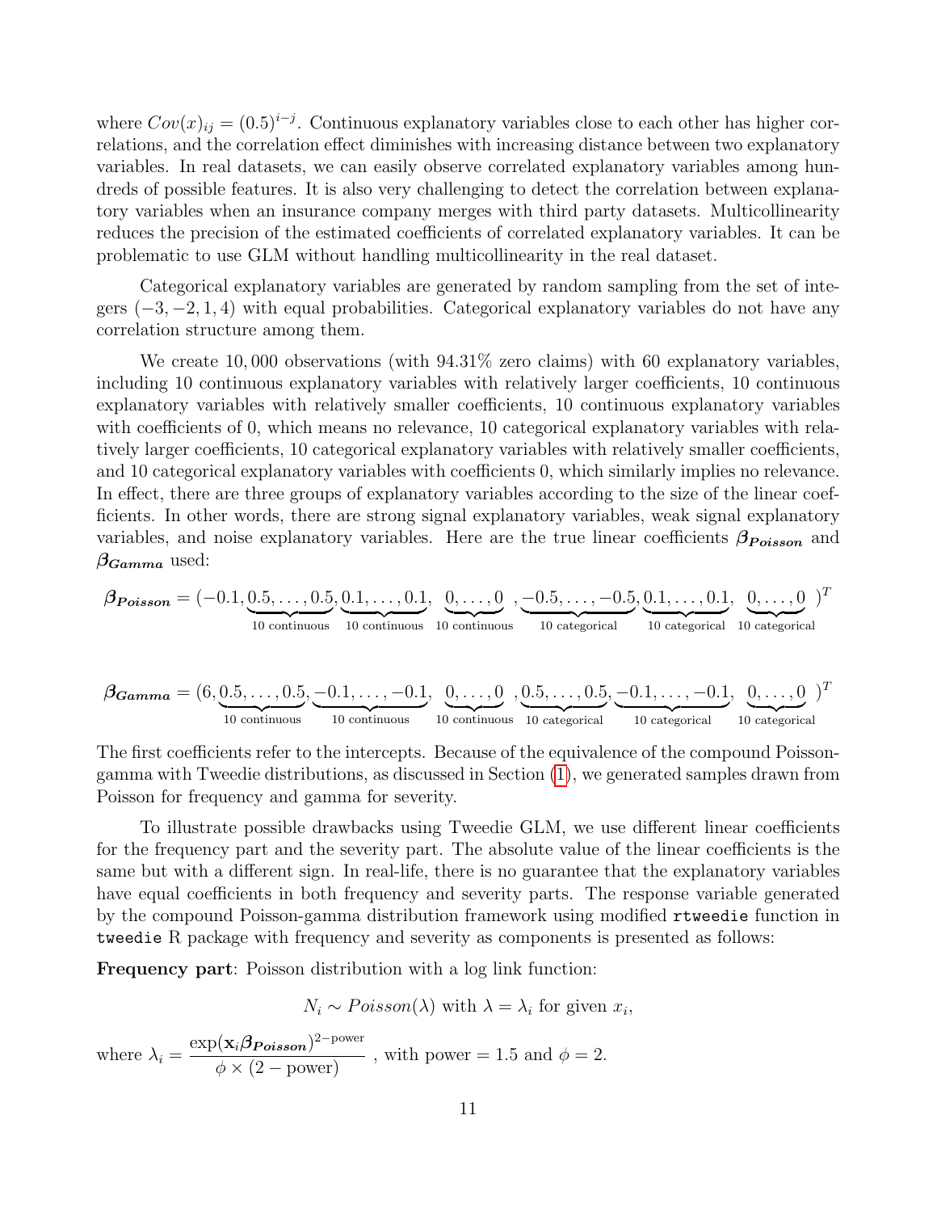where $Cov(x)_{ij} = (0.5)^{i-j}$. Continuous explanatory variables close to each other has higher correlations, and the correlation effect diminishes with increasing distance between two explanatory variables. In real datasets, we can easily observe correlated explanatory variables among hundreds of possible features. It is also very challenging to detect the correlation between explanatory variables when an insurance company merges with third party datasets. Multicollinearity reduces the precision of the estimated coefficients of correlated explanatory variables. It can be problematic to use GLM without handling multicollinearity in the real dataset.

Categorical explanatory variables are generated by random sampling from the set of integers $(-3, -2, 1, 4)$ with equal probabilities. Categorical explanatory variables do not have any correlation structure among them.

We create 10,000 observations (with 94.31% zero claims) with 60 explanatory variables, including 10 continuous explanatory variables with relatively larger coefficients, 10 continuous explanatory variables with relatively smaller coefficients, 10 continuous explanatory variables with coefficients of 0, which means no relevance, 10 categorical explanatory variables with relatively larger coefficients, 10 categorical explanatory variables with relatively smaller coefficients, and 10 categorical explanatory variables with coefficients 0, which similarly implies no relevance. In effect, there are three groups of explanatory variables according to the size of the linear coefficients. In other words, there are strong signal explanatory variables, weak signal explanatory variables, and noise explanatory variables. Here are the true linear coefficients $\boldsymbol{\beta_{Poisson}}$ and $\boldsymbol{\beta_{Gamma}}$ used:

$$\boldsymbol{\beta_{Poisson}} = (-0.1, \underbrace{0.5, \ldots, 0.5}_{\text{10 continuous}}, \underbrace{0.1, \ldots, 0.1}_{\text{10 continuous}}, \underbrace{0, \ldots, 0}_{\text{10 continuous}}, \underbrace{-0.5, \ldots, -0.5}_{\text{10 categorical}}, \underbrace{0.1, \ldots, 0.1}_{\text{10 categorical}}, \underbrace{0, \ldots, 0}_{\text{10 categorical}})^T$$

$$\boldsymbol{\beta_{Gamma}} = (6, \underbrace{0.5, \ldots, 0.5}_{\text{10 continuous}}, \underbrace{-0.1, \ldots, -0.1}_{\text{10 continuous}}, \underbrace{0, \ldots, 0}_{\text{10 continuous}}, \underbrace{0.5, \ldots, 0.5}_{\text{10 categorical}}, \underbrace{-0.1, \ldots, -0.1}_{\text{10 categorical}}, \underbrace{0, \ldots, 0}_{\text{10 categorical}})^T$$

The first coefficients refer to the intercepts. Because of the equivalence of the compound Poisson-gamma with Tweedie distributions, as discussed in Section (1), we generated samples drawn from Poisson for frequency and gamma for severity.

To illustrate possible drawbacks using Tweedie GLM, we use different linear coefficients for the frequency part and the severity part. The absolute value of the linear coefficients is the same but with a different sign. In real-life, there is no guarantee that the explanatory variables have equal coefficients in both frequency and severity parts. The response variable generated by the compound Poisson-gamma distribution framework using modified `rtweedie` function in `tweedie` R package with frequency and severity as components is presented as follows:

**Frequency part**: Poisson distribution with a log link function:

$$N_i \sim Poisson(\lambda) \text{ with } \lambda = \lambda_i \text{ for given } x_i,$$

where $\lambda_i = \dfrac{\exp(\mathbf{x}_i \boldsymbol{\beta_{Poisson}})^{2-\text{power}}}{\phi \times (2 - \text{power})}$ , with power $= 1.5$ and $\phi = 2$.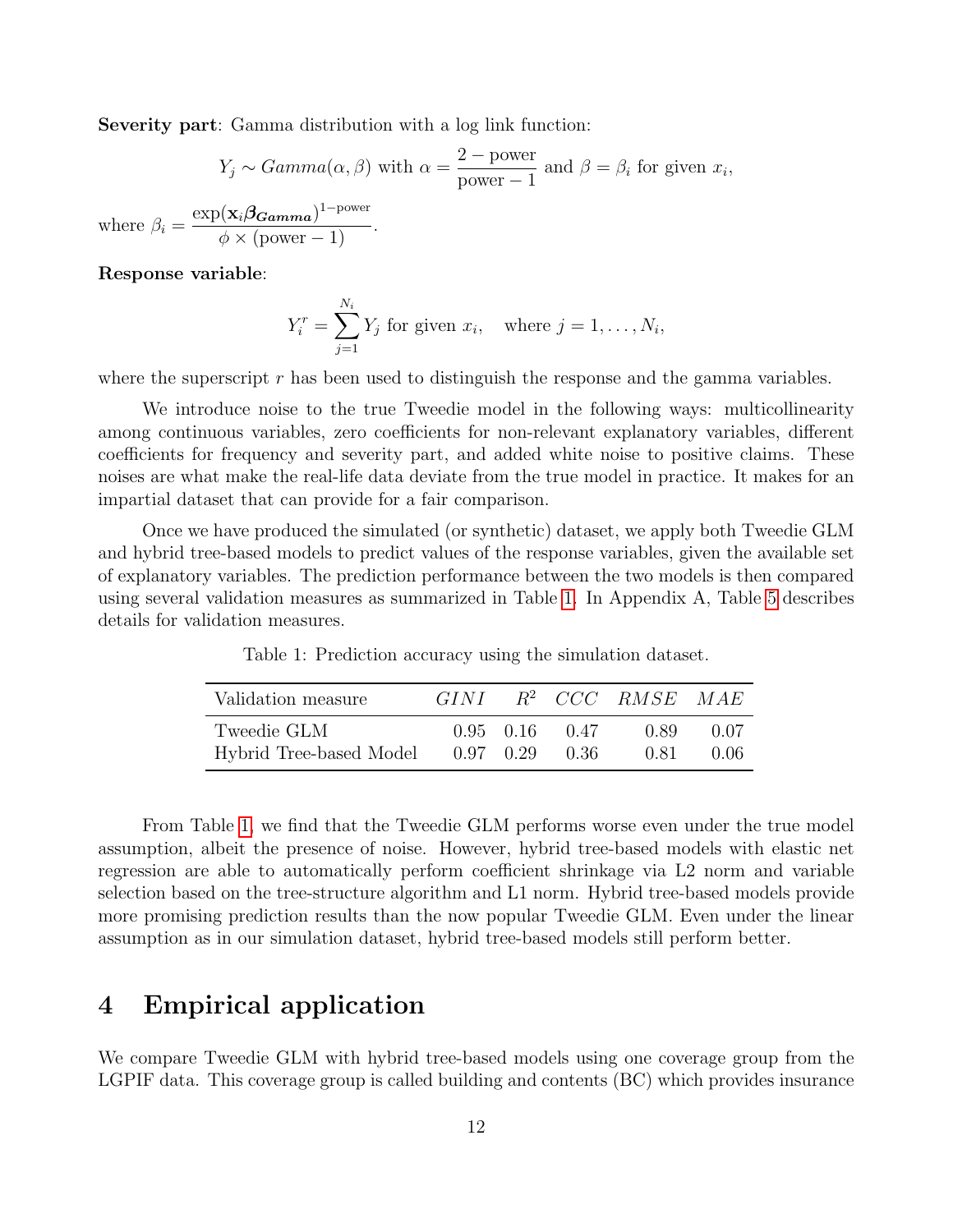**Severity part**: Gamma distribution with a log link function:

$$Y_j \sim Gamma(\alpha, \beta) \text{ with } \alpha = \frac{2 - \text{power}}{\text{power} - 1} \text{ and } \beta = \beta_i \text{ for given } x_i,$$

where $\beta_i = \dfrac{\exp(\mathbf{x}_i \boldsymbol{\beta_{Gamma}})^{1-\text{power}}}{\phi \times (\text{power} - 1)}$.

**Response variable**:

$$Y_i^r = \sum_{j=1}^{N_i} Y_j \text{ for given } x_i, \quad \text{where } j = 1, \ldots, N_i,$$

where the superscript $r$ has been used to distinguish the response and the gamma variables.

We introduce noise to the true Tweedie model in the following ways: multicollinearity among continuous variables, zero coefficients for non-relevant explanatory variables, different coefficients for frequency and severity part, and added white noise to positive claims. These noises are what make the real-life data deviate from the true model in practice. It makes for an impartial dataset that can provide for a fair comparison.

Once we have produced the simulated (or synthetic) dataset, we apply both Tweedie GLM and hybrid tree-based models to predict values of the response variables, given the available set of explanatory variables. The prediction performance between the two models is then compared using several validation measures as summarized in Table 1. In Appendix A, Table 5 describes details for validation measures.

Table 1: Prediction accuracy using the simulation dataset.

| Validation measure | $GINI$ | $R^2$ | $CCC$ | $RMSE$ | $MAE$ |
|---|---|---|---|---|---|
| Tweedie GLM | 0.95 | 0.16 | 0.47 | 0.89 | 0.07 |
| Hybrid Tree-based Model | 0.97 | 0.29 | 0.36 | 0.81 | 0.06 |

From Table 1, we find that the Tweedie GLM performs worse even under the true model assumption, albeit the presence of noise. However, hybrid tree-based models with elastic net regression are able to automatically perform coefficient shrinkage via L2 norm and variable selection based on the tree-structure algorithm and L1 norm. Hybrid tree-based models provide more promising prediction results than the now popular Tweedie GLM. Even under the linear assumption as in our simulation dataset, hybrid tree-based models still perform better.

# 4 Empirical application

We compare Tweedie GLM with hybrid tree-based models using one coverage group from the LGPIF data. This coverage group is called building and contents (BC) which provides insurance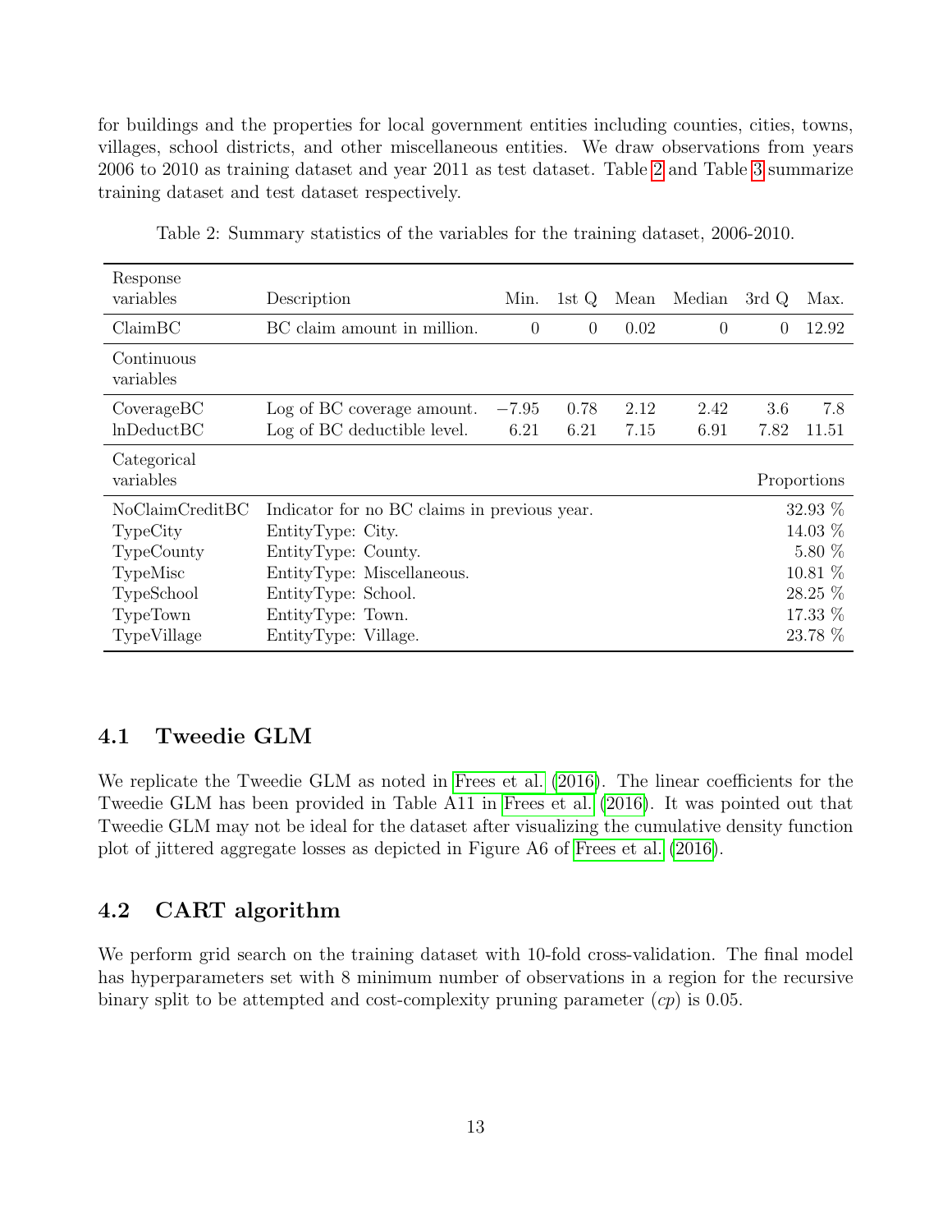for buildings and the properties for local government entities including counties, cities, towns, villages, school districts, and other miscellaneous entities. We draw observations from years 2006 to 2010 as training dataset and year 2011 as test dataset. Table 2 and Table 3 summarize training dataset and test dataset respectively.

Table 2: Summary statistics of the variables for the training dataset, 2006-2010.

| Response variables | Description | Min. | 1st Q | Mean | Median | 3rd Q | Max. |
|---|---|---|---|---|---|---|---|
| ClaimBC | BC claim amount in million. | 0 | 0 | 0.02 | 0 | 0 | 12.92 |
| Continuous variables | | | | | | | |
| CoverageBC | Log of BC coverage amount. | $-7.95$ | 0.78 | 2.12 | 2.42 | 3.6 | 7.8 |
| lnDeductBC | Log of BC deductible level. | 6.21 | 6.21 | 7.15 | 6.91 | 7.82 | 11.51 |
| Categorical variables | | | | | | | Proportions |
| NoClaimCreditBC | Indicator for no BC claims in previous year. | | | | | | 32.93 % |
| TypeCity | EntityType: City. | | | | | | 14.03 % |
| TypeCounty | EntityType: County. | | | | | | 5.80 % |
| TypeMisc | EntityType: Miscellaneous. | | | | | | 10.81 % |
| TypeSchool | EntityType: School. | | | | | | 28.25 % |
| TypeTown | EntityType: Town. | | | | | | 17.33 % |
| TypeVillage | EntityType: Village. | | | | | | 23.78 % |

## 4.1 Tweedie GLM

We replicate the Tweedie GLM as noted in Frees et al. (2016). The linear coefficients for the Tweedie GLM has been provided in Table A11 in Frees et al. (2016). It was pointed out that Tweedie GLM may not be ideal for the dataset after visualizing the cumulative density function plot of jittered aggregate losses as depicted in Figure A6 of Frees et al. (2016).

## 4.2 CART algorithm

We perform grid search on the training dataset with 10-fold cross-validation. The final model has hyperparameters set with 8 minimum number of observations in a region for the recursive binary split to be attempted and cost-complexity pruning parameter ($cp$) is 0.05.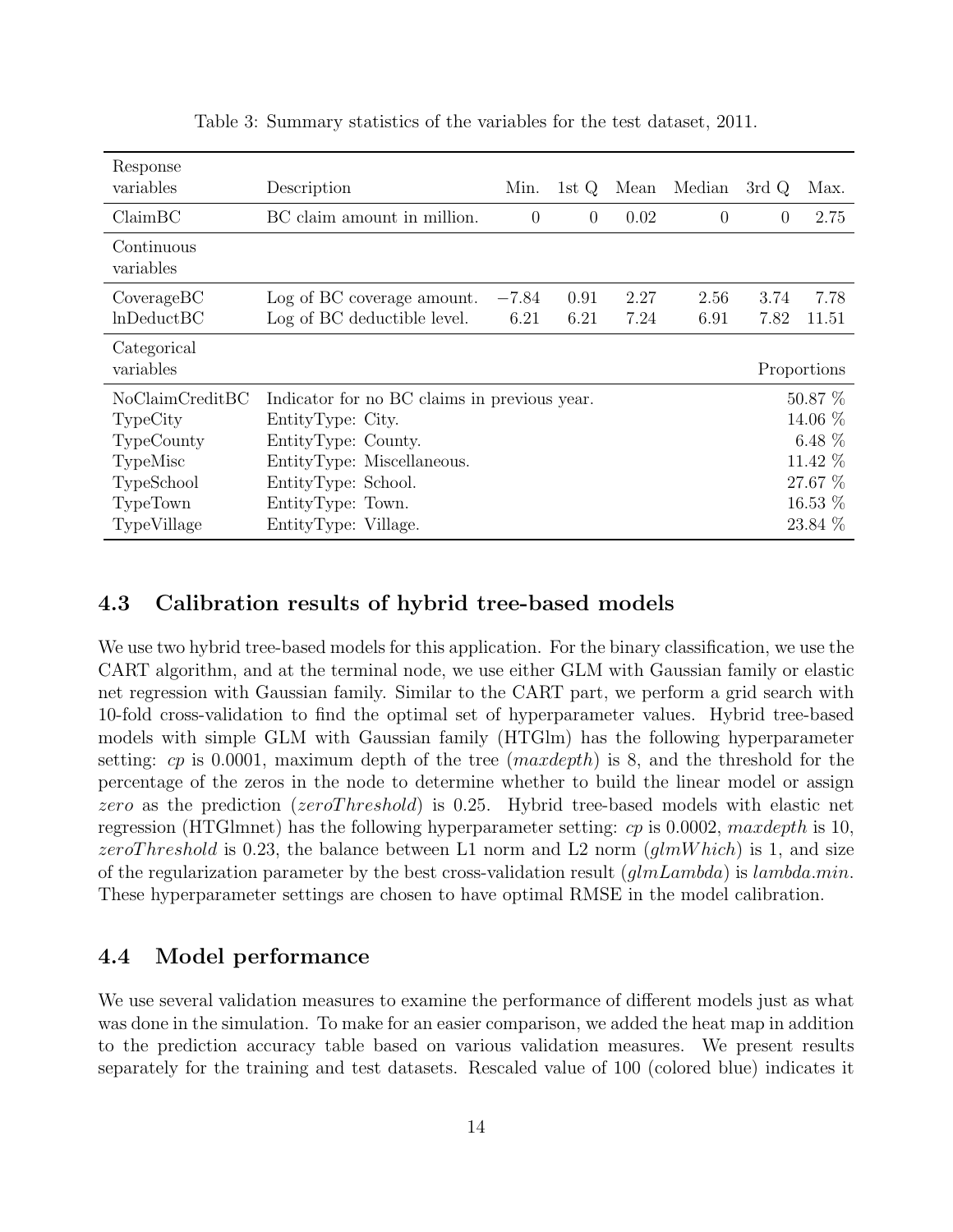Table 3: Summary statistics of the variables for the test dataset, 2011.

| Response variables | Description | Min. | 1st Q | Mean | Median | 3rd Q | Max. |
|---|---|---|---|---|---|---|---|
| ClaimBC | BC claim amount in million. | 0 | 0 | 0.02 | 0 | 0 | 2.75 |
| **Continuous variables** | | | | | | | |
| CoverageBC | Log of BC coverage amount. | −7.84 | 0.91 | 2.27 | 2.56 | 3.74 | 7.78 |
| lnDeductBC | Log of BC deductible level. | 6.21 | 6.21 | 7.24 | 6.91 | 7.82 | 11.51 |
| **Categorical variables** | | | | | | | Proportions |
| NoClaimCreditBC | Indicator for no BC claims in previous year. | | | | | | 50.87 % |
| TypeCity | EntityType: City. | | | | | | 14.06 % |
| TypeCounty | EntityType: County. | | | | | | 6.48 % |
| TypeMisc | EntityType: Miscellaneous. | | | | | | 11.42 % |
| TypeSchool | EntityType: School. | | | | | | 27.67 % |
| TypeTown | EntityType: Town. | | | | | | 16.53 % |
| TypeVillage | EntityType: Village. | | | | | | 23.84 % |

## 4.3 Calibration results of hybrid tree-based models

We use two hybrid tree-based models for this application. For the binary classification, we use the CART algorithm, and at the terminal node, we use either GLM with Gaussian family or elastic net regression with Gaussian family. Similar to the CART part, we perform a grid search with 10-fold cross-validation to find the optimal set of hyperparameter values. Hybrid tree-based models with simple GLM with Gaussian family (HTGlm) has the following hyperparameter setting: *cp* is 0.0001, maximum depth of the tree (*maxdepth*) is 8, and the threshold for the percentage of the zeros in the node to determine whether to build the linear model or assign *zero* as the prediction (*zeroThreshold*) is 0.25. Hybrid tree-based models with elastic net regression (HTGlmnet) has the following hyperparameter setting: *cp* is 0.0002, *maxdepth* is 10, *zeroThreshold* is 0.23, the balance between L1 norm and L2 norm (*glmWhich*) is 1, and size of the regularization parameter by the best cross-validation result (*glmLambda*) is *lambda.min*. These hyperparameter settings are chosen to have optimal RMSE in the model calibration.

## 4.4 Model performance

We use several validation measures to examine the performance of different models just as what was done in the simulation. To make for an easier comparison, we added the heat map in addition to the prediction accuracy table based on various validation measures. We present results separately for the training and test datasets. Rescaled value of 100 (colored blue) indicates it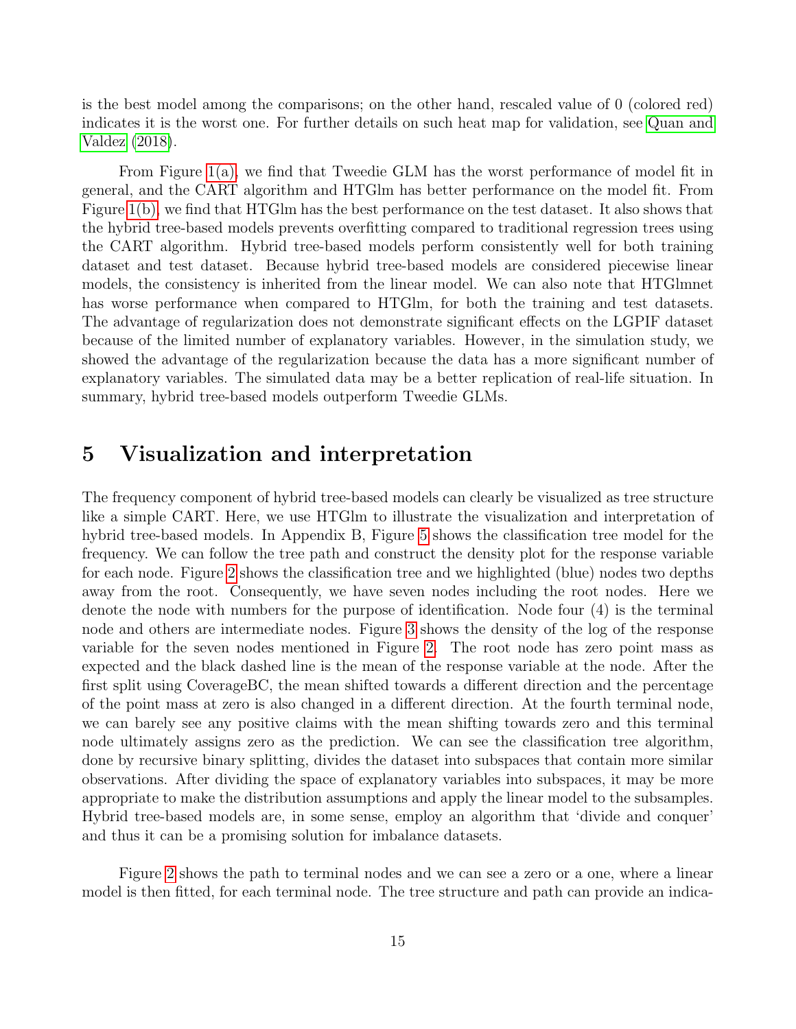is the best model among the comparisons; on the other hand, rescaled value of 0 (colored red) indicates it is the worst one. For further details on such heat map for validation, see Quan and Valdez (2018).

From Figure 1(a), we find that Tweedie GLM has the worst performance of model fit in general, and the CART algorithm and HTGlm has better performance on the model fit. From Figure 1(b), we find that HTGlm has the best performance on the test dataset. It also shows that the hybrid tree-based models prevents overfitting compared to traditional regression trees using the CART algorithm. Hybrid tree-based models perform consistently well for both training dataset and test dataset. Because hybrid tree-based models are considered piecewise linear models, the consistency is inherited from the linear model. We can also note that HTGlmnet has worse performance when compared to HTGlm, for both the training and test datasets. The advantage of regularization does not demonstrate significant effects on the LGPIF dataset because of the limited number of explanatory variables. However, in the simulation study, we showed the advantage of the regularization because the data has a more significant number of explanatory variables. The simulated data may be a better replication of real-life situation. In summary, hybrid tree-based models outperform Tweedie GLMs.

# 5 Visualization and interpretation

The frequency component of hybrid tree-based models can clearly be visualized as tree structure like a simple CART. Here, we use HTGlm to illustrate the visualization and interpretation of hybrid tree-based models. In Appendix B, Figure 5 shows the classification tree model for the frequency. We can follow the tree path and construct the density plot for the response variable for each node. Figure 2 shows the classification tree and we highlighted (blue) nodes two depths away from the root. Consequently, we have seven nodes including the root nodes. Here we denote the node with numbers for the purpose of identification. Node four (4) is the terminal node and others are intermediate nodes. Figure 3 shows the density of the log of the response variable for the seven nodes mentioned in Figure 2. The root node has zero point mass as expected and the black dashed line is the mean of the response variable at the node. After the first split using CoverageBC, the mean shifted towards a different direction and the percentage of the point mass at zero is also changed in a different direction. At the fourth terminal node, we can barely see any positive claims with the mean shifting towards zero and this terminal node ultimately assigns zero as the prediction. We can see the classification tree algorithm, done by recursive binary splitting, divides the dataset into subspaces that contain more similar observations. After dividing the space of explanatory variables into subspaces, it may be more appropriate to make the distribution assumptions and apply the linear model to the subsamples. Hybrid tree-based models are, in some sense, employ an algorithm that 'divide and conquer' and thus it can be a promising solution for imbalance datasets.

Figure 2 shows the path to terminal nodes and we can see a zero or a one, where a linear model is then fitted, for each terminal node. The tree structure and path can provide an indica-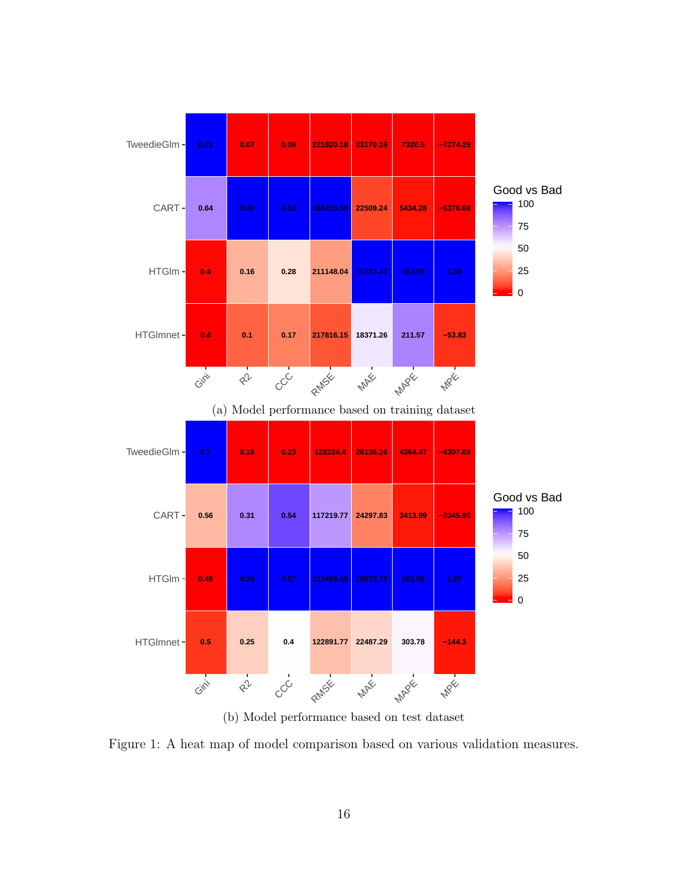|  | Gini | R2 | CCC | RMSE | MAE | MAPE | MPE |
|---|---|---|---|---|---|---|---|
| TweedieGlm | 0.71 | 0.07 | 0.09 | 221820.18 | 23170.19 | 7320.5 | −7274.29 |
| CART | 0.64 | 0.36 | 0.53 | 184215.59 | 22509.24 | 5434.28 | −5376.69 |
| HTGlm | 0.4 | 0.16 | 0.28 | 211148.04 | 15737.47 | 163.93 | 1.86 |
| HTGlmnet | 0.4 | 0.1 | 0.17 | 217816.15 | 18371.26 | 211.57 | −53.83 |

(a) Model performance based on training dataset

|  | Gini | R2 | CCC | RMSE | MAE | MAPE | MPE |
|---|---|---|---|---|---|---|---|
| TweedieGlm | 0.7 | 0.18 | 0.23 | 128224.4 | 26136.16 | 4364.47 | −4307.03 |
| CART | 0.56 | 0.31 | 0.54 | 117219.77 | 24297.83 | 3413.99 | −3345.95 |
| HTGlm | 0.49 | 0.36 | 0.57 | 113499.45 | 18575.73 | 163.58 | 1.57 |
| HTGlmnet | 0.5 | 0.25 | 0.4 | 122891.77 | 22487.29 | 303.78 | −144.3 |

(b) Model performance based on test dataset

Figure 1: A heat map of model comparison based on various validation measures.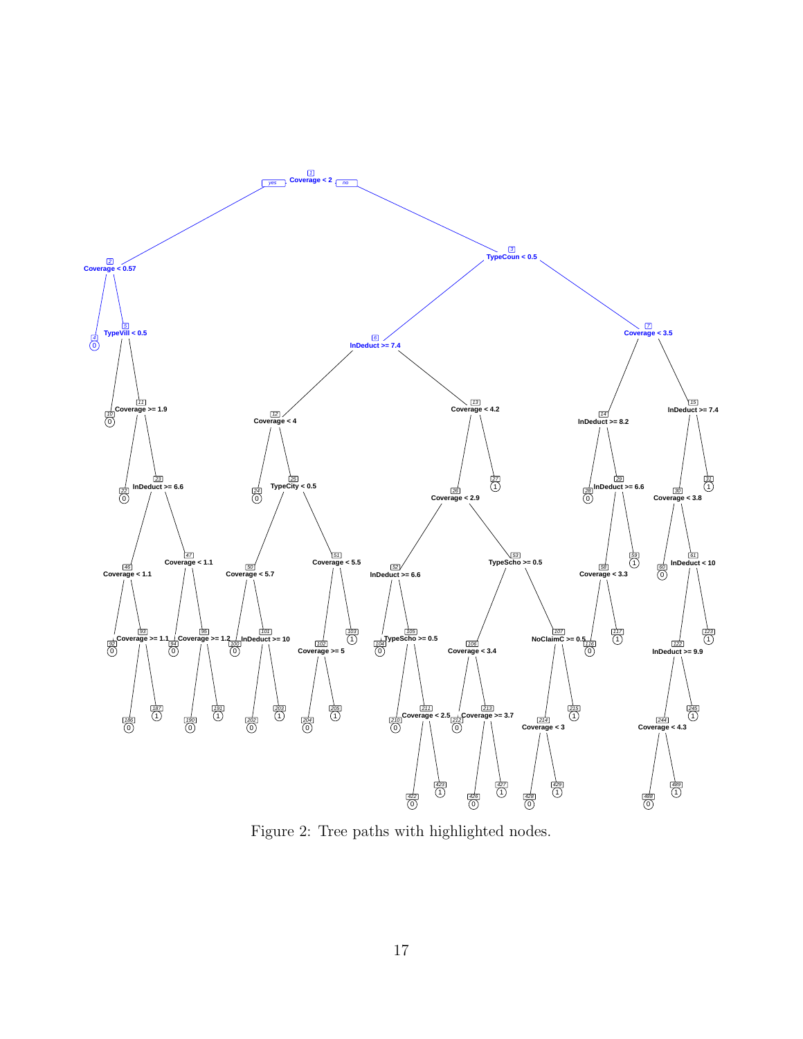Figure 2: Tree paths with highlighted nodes.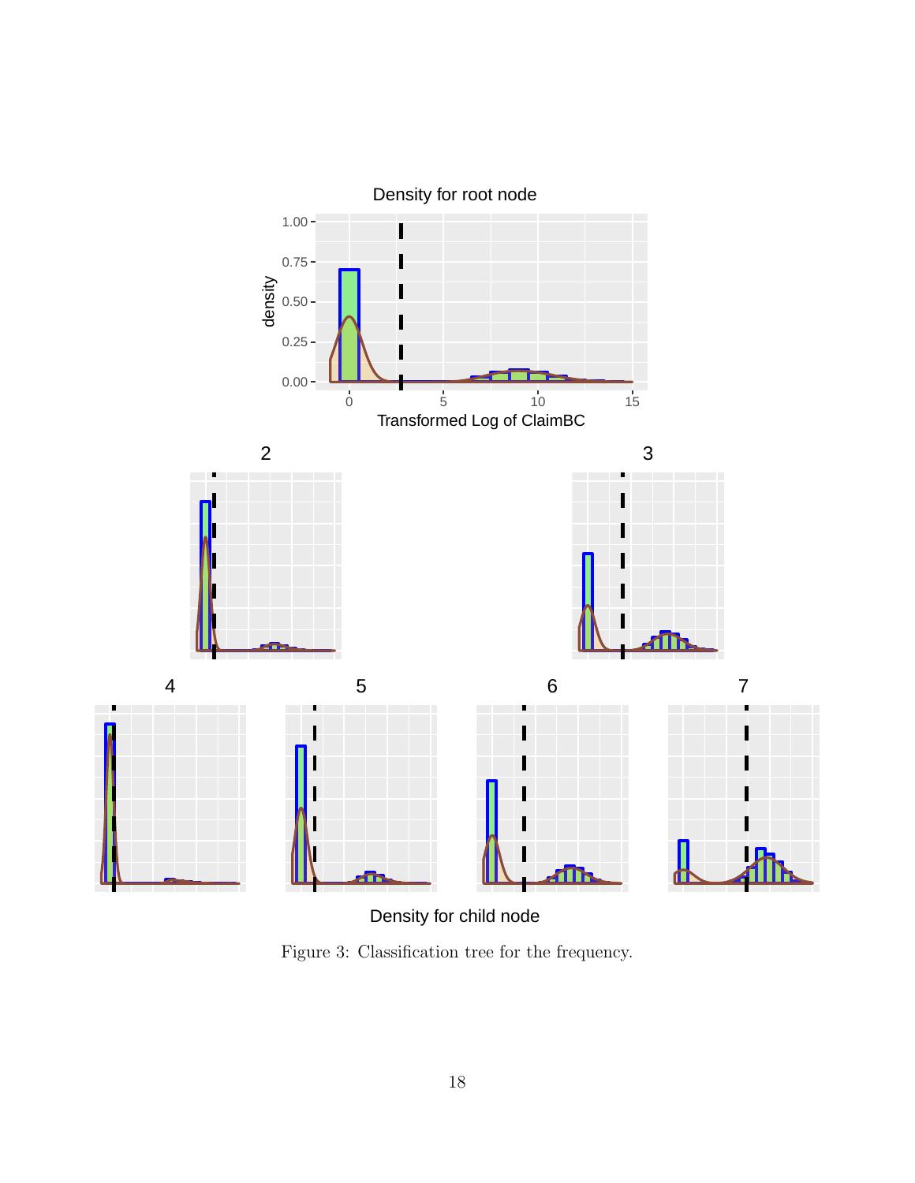Figure 3: Classification tree for the frequency.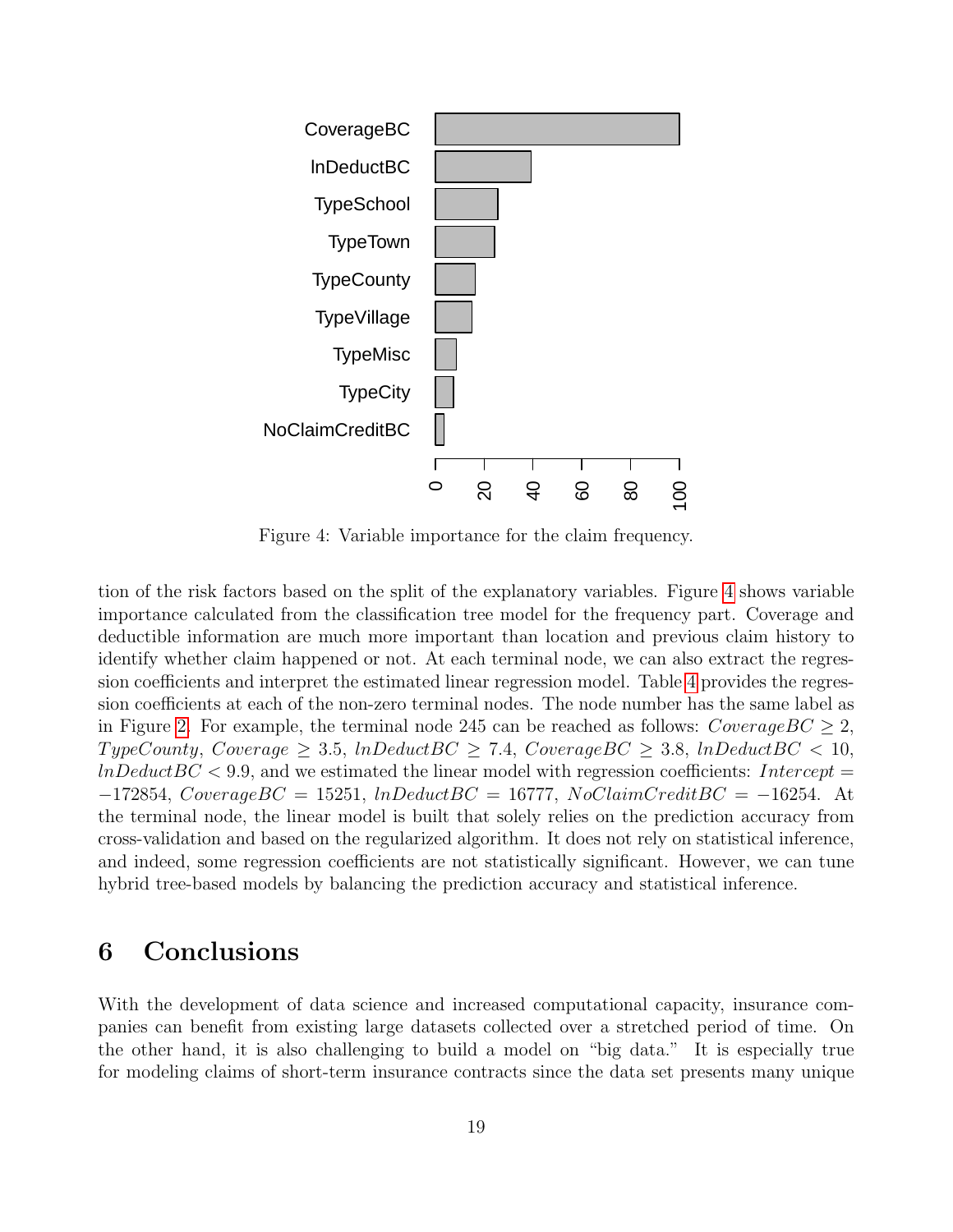Figure 4: Variable importance for the claim frequency.

tion of the risk factors based on the split of the explanatory variables. Figure 4 shows variable importance calculated from the classification tree model for the frequency part. Coverage and deductible information are much more important than location and previous claim history to identify whether claim happened or not. At each terminal node, we can also extract the regression coefficients and interpret the estimated linear regression model. Table 4 provides the regression coefficients at each of the non-zero terminal nodes. The node number has the same label as in Figure 2. For example, the terminal node 245 can be reached as follows: $CoverageBC \geq 2$, $TypeCounty$, $Coverage \geq 3.5$, $lnDeductBC \geq 7.4$, $CoverageBC \geq 3.8$, $lnDeductBC < 10$, $lnDeductBC < 9.9$, and we estimated the linear model with regression coefficients: $Intercept = -172854$, $CoverageBC = 15251$, $lnDeductBC = 16777$, $NoClaimCreditBC = -16254$. At the terminal node, the linear model is built that solely relies on the prediction accuracy from cross-validation and based on the regularized algorithm. It does not rely on statistical inference, and indeed, some regression coefficients are not statistically significant. However, we can tune hybrid tree-based models by balancing the prediction accuracy and statistical inference.

# 6 Conclusions

With the development of data science and increased computational capacity, insurance companies can benefit from existing large datasets collected over a stretched period of time. On the other hand, it is also challenging to build a model on "big data." It is especially true for modeling claims of short-term insurance contracts since the data set presents many unique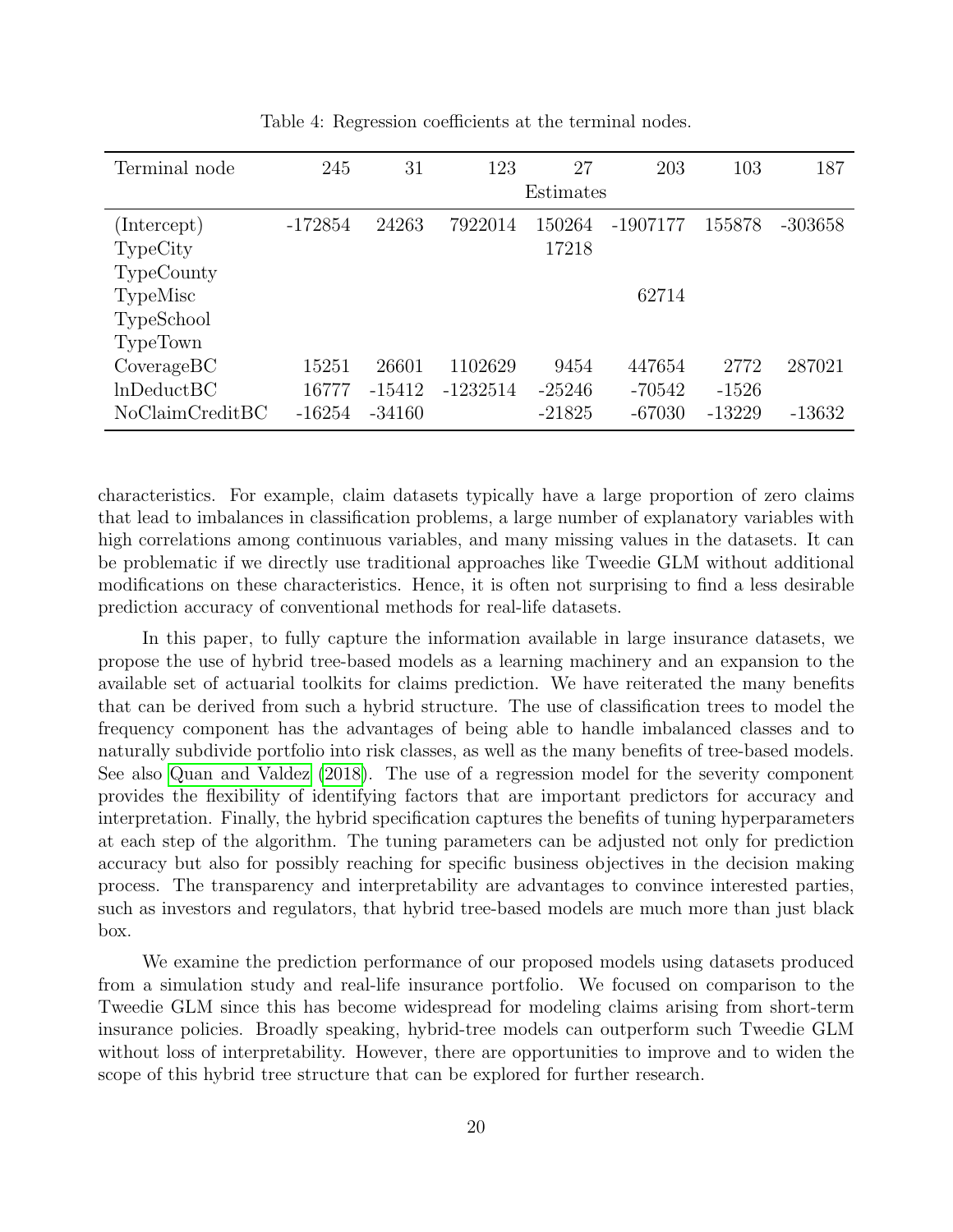Table 4: Regression coefficients at the terminal nodes.

| Terminal node | 245 | 31 | 123 | 27 | 203 | 103 | 187 |
|---|---|---|---|---|---|---|---|
| | | | | Estimates | | | |
| (Intercept) | -172854 | 24263 | 7922014 | 150264 | -1907177 | 155878 | -303658 |
| TypeCity | | | | 17218 | | | |
| TypeCounty | | | | | | | |
| TypeMisc | | | | | 62714 | | |
| TypeSchool | | | | | | | |
| TypeTown | | | | | | | |
| CoverageBC | 15251 | 26601 | 1102629 | 9454 | 447654 | 2772 | 287021 |
| lnDeductBC | 16777 | -15412 | -1232514 | -25246 | -70542 | -1526 | |
| NoClaimCreditBC | -16254 | -34160 | | -21825 | -67030 | -13229 | -13632 |

characteristics. For example, claim datasets typically have a large proportion of zero claims that lead to imbalances in classification problems, a large number of explanatory variables with high correlations among continuous variables, and many missing values in the datasets. It can be problematic if we directly use traditional approaches like Tweedie GLM without additional modifications on these characteristics. Hence, it is often not surprising to find a less desirable prediction accuracy of conventional methods for real-life datasets.

In this paper, to fully capture the information available in large insurance datasets, we propose the use of hybrid tree-based models as a learning machinery and an expansion to the available set of actuarial toolkits for claims prediction. We have reiterated the many benefits that can be derived from such a hybrid structure. The use of classification trees to model the frequency component has the advantages of being able to handle imbalanced classes and to naturally subdivide portfolio into risk classes, as well as the many benefits of tree-based models. See also Quan and Valdez (2018). The use of a regression model for the severity component provides the flexibility of identifying factors that are important predictors for accuracy and interpretation. Finally, the hybrid specification captures the benefits of tuning hyperparameters at each step of the algorithm. The tuning parameters can be adjusted not only for prediction accuracy but also for possibly reaching for specific business objectives in the decision making process. The transparency and interpretability are advantages to convince interested parties, such as investors and regulators, that hybrid tree-based models are much more than just black box.

We examine the prediction performance of our proposed models using datasets produced from a simulation study and real-life insurance portfolio. We focused on comparison to the Tweedie GLM since this has become widespread for modeling claims arising from short-term insurance policies. Broadly speaking, hybrid-tree models can outperform such Tweedie GLM without loss of interpretability. However, there are opportunities to improve and to widen the scope of this hybrid tree structure that can be explored for further research.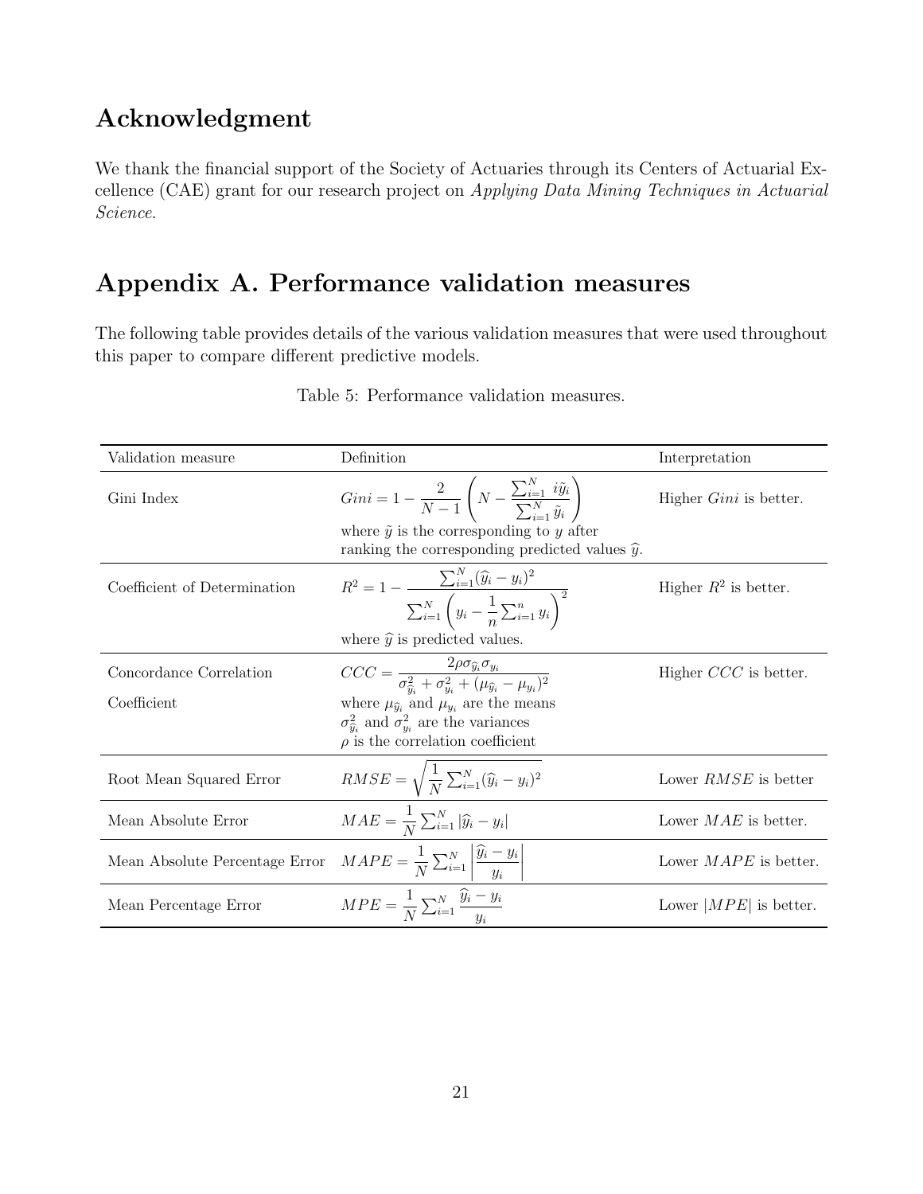## Acknowledgment

We thank the financial support of the Society of Actuaries through its Centers of Actuarial Excellence (CAE) grant for our research project on *Applying Data Mining Techniques in Actuarial Science.*

## Appendix A. Performance validation measures

The following table provides details of the various validation measures that were used throughout this paper to compare different predictive models.

Table 5: Performance validation measures.

| Validation measure | Definition | Interpretation |
|---|---|---|
| Gini Index | $Gini = 1 - \frac{2}{N-1}\left(N - \frac{\sum_{i=1}^{N} i\tilde{y}_i}{\sum_{i=1}^{N} \tilde{y}_i}\right)$ where $\tilde{y}$ is the corresponding to $y$ after ranking the corresponding predicted values $\widehat{y}$. | Higher $Gini$ is better. |
| Coefficient of Determination | $R^2 = 1 - \frac{\sum_{i=1}^{N}(\widehat{y}_i - y_i)^2}{\sum_{i=1}^{N}\left(y_i - \frac{1}{n}\sum_{i=1}^{n} y_i\right)^2}$ where $\widehat{y}$ is predicted values. | Higher $R^2$ is better. |
| Concordance Correlation Coefficient | $CCC = \frac{2\rho\sigma_{\widehat{y}_i}\sigma_{y_i}}{\sigma_{\widehat{y}_i}^2 + \sigma_{y_i}^2 + (\mu_{\widehat{y}_i} - \mu_{y_i})^2}$ where $\mu_{\widehat{y}_i}$ and $\mu_{y_i}$ are the means $\sigma_{\widehat{y}_i}^2$ and $\sigma_{y_i}^2$ are the variances $\rho$ is the correlation coefficient | Higher $CCC$ is better. |
| Root Mean Squared Error | $RMSE = \sqrt{\frac{1}{N}\sum_{i=1}^{N}(\widehat{y}_i - y_i)^2}$ | Lower $RMSE$ is better |
| Mean Absolute Error | $MAE = \frac{1}{N}\sum_{i=1}^{N}\lvert\widehat{y}_i - y_i\rvert$ | Lower $MAE$ is better. |
| Mean Absolute Percentage Error | $MAPE = \frac{1}{N}\sum_{i=1}^{N}\left\lvert\frac{\widehat{y}_i - y_i}{y_i}\right\rvert$ | Lower $MAPE$ is better. |
| Mean Percentage Error | $MPE = \frac{1}{N}\sum_{i=1}^{N}\frac{\widehat{y}_i - y_i}{y_i}$ | Lower $\lvert MPE\rvert$ is better. |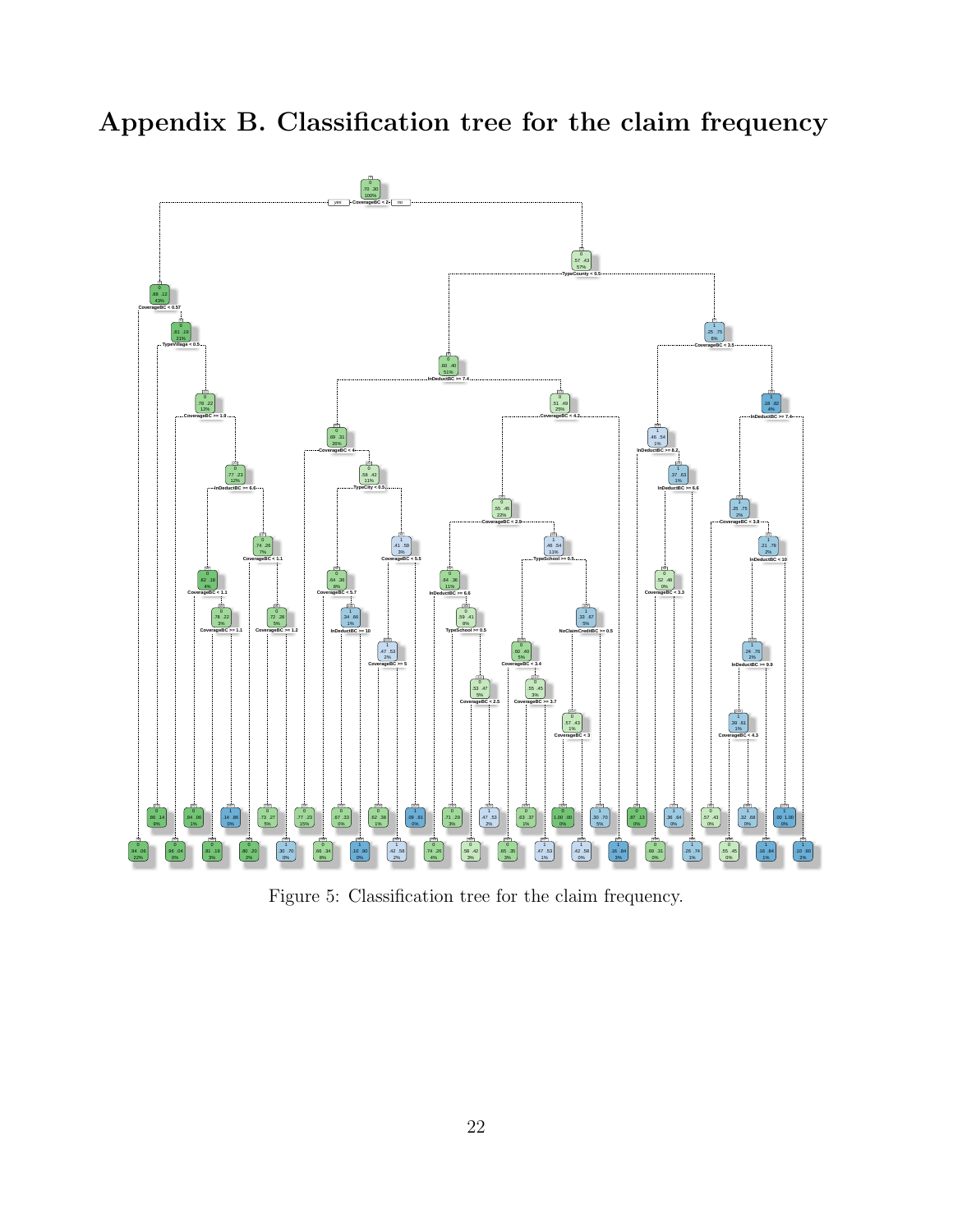# Appendix B. Classification tree for the claim frequency

Figure 5: Classification tree for the claim frequency.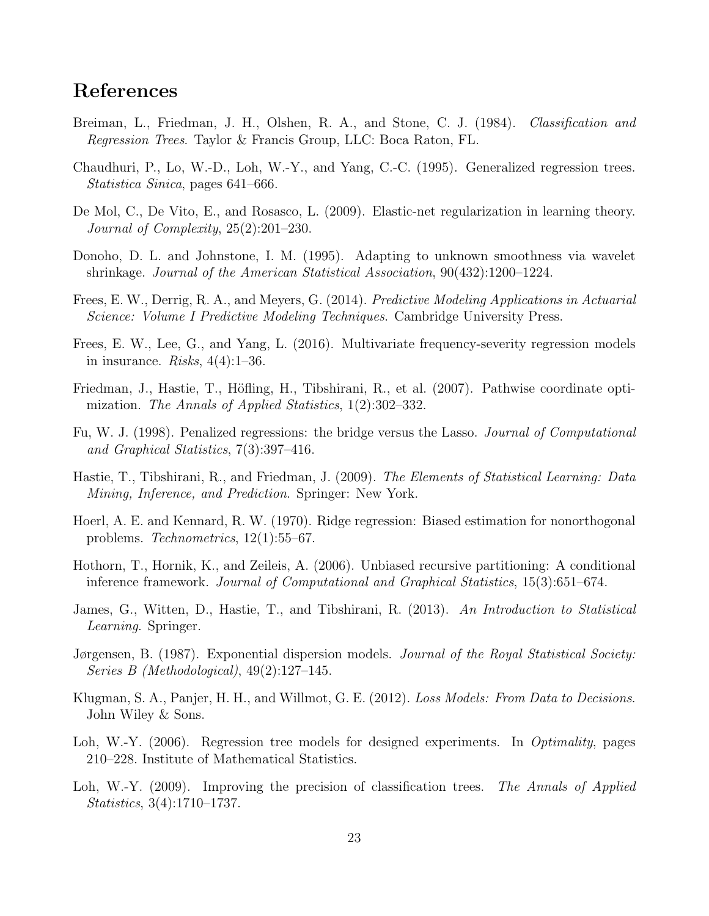# References

Breiman, L., Friedman, J. H., Olshen, R. A., and Stone, C. J. (1984). *Classification and Regression Trees*. Taylor & Francis Group, LLC: Boca Raton, FL.

Chaudhuri, P., Lo, W.-D., Loh, W.-Y., and Yang, C.-C. (1995). Generalized regression trees. *Statistica Sinica*, pages 641–666.

De Mol, C., De Vito, E., and Rosasco, L. (2009). Elastic-net regularization in learning theory. *Journal of Complexity*, 25(2):201–230.

Donoho, D. L. and Johnstone, I. M. (1995). Adapting to unknown smoothness via wavelet shrinkage. *Journal of the American Statistical Association*, 90(432):1200–1224.

Frees, E. W., Derrig, R. A., and Meyers, G. (2014). *Predictive Modeling Applications in Actuarial Science: Volume I Predictive Modeling Techniques*. Cambridge University Press.

Frees, E. W., Lee, G., and Yang, L. (2016). Multivariate frequency-severity regression models in insurance. *Risks*, 4(4):1–36.

Friedman, J., Hastie, T., Höfling, H., Tibshirani, R., et al. (2007). Pathwise coordinate optimization. *The Annals of Applied Statistics*, 1(2):302–332.

Fu, W. J. (1998). Penalized regressions: the bridge versus the Lasso. *Journal of Computational and Graphical Statistics*, 7(3):397–416.

Hastie, T., Tibshirani, R., and Friedman, J. (2009). *The Elements of Statistical Learning: Data Mining, Inference, and Prediction*. Springer: New York.

Hoerl, A. E. and Kennard, R. W. (1970). Ridge regression: Biased estimation for nonorthogonal problems. *Technometrics*, 12(1):55–67.

Hothorn, T., Hornik, K., and Zeileis, A. (2006). Unbiased recursive partitioning: A conditional inference framework. *Journal of Computational and Graphical Statistics*, 15(3):651–674.

James, G., Witten, D., Hastie, T., and Tibshirani, R. (2013). *An Introduction to Statistical Learning*. Springer.

Jørgensen, B. (1987). Exponential dispersion models. *Journal of the Royal Statistical Society: Series B (Methodological)*, 49(2):127–145.

Klugman, S. A., Panjer, H. H., and Willmot, G. E. (2012). *Loss Models: From Data to Decisions*. John Wiley & Sons.

Loh, W.-Y. (2006). Regression tree models for designed experiments. In *Optimality*, pages 210–228. Institute of Mathematical Statistics.

Loh, W.-Y. (2009). Improving the precision of classification trees. *The Annals of Applied Statistics*, 3(4):1710–1737.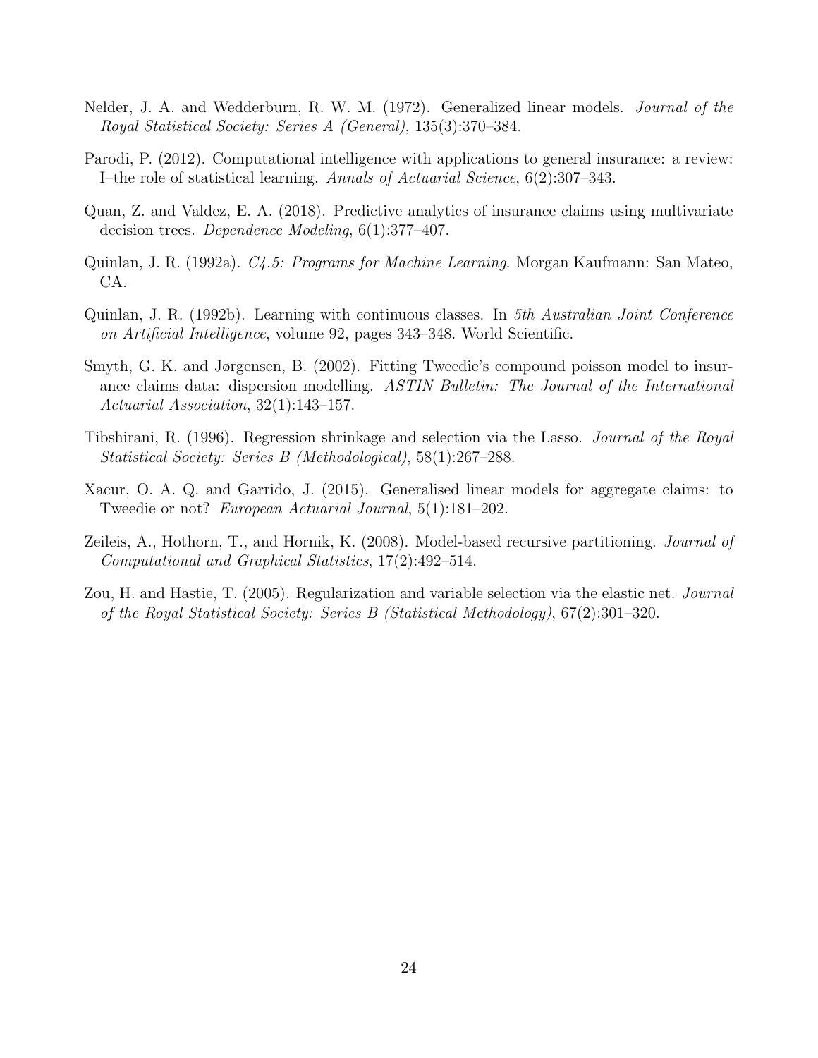Nelder, J. A. and Wedderburn, R. W. M. (1972). Generalized linear models. *Journal of the Royal Statistical Society: Series A (General)*, 135(3):370–384.

Parodi, P. (2012). Computational intelligence with applications to general insurance: a review: I–the role of statistical learning. *Annals of Actuarial Science*, 6(2):307–343.

Quan, Z. and Valdez, E. A. (2018). Predictive analytics of insurance claims using multivariate decision trees. *Dependence Modeling*, 6(1):377–407.

Quinlan, J. R. (1992a). *C4.5: Programs for Machine Learning*. Morgan Kaufmann: San Mateo, CA.

Quinlan, J. R. (1992b). Learning with continuous classes. In *5th Australian Joint Conference on Artificial Intelligence*, volume 92, pages 343–348. World Scientific.

Smyth, G. K. and Jørgensen, B. (2002). Fitting Tweedie's compound poisson model to insurance claims data: dispersion modelling. *ASTIN Bulletin: The Journal of the International Actuarial Association*, 32(1):143–157.

Tibshirani, R. (1996). Regression shrinkage and selection via the Lasso. *Journal of the Royal Statistical Society: Series B (Methodological)*, 58(1):267–288.

Xacur, O. A. Q. and Garrido, J. (2015). Generalised linear models for aggregate claims: to Tweedie or not? *European Actuarial Journal*, 5(1):181–202.

Zeileis, A., Hothorn, T., and Hornik, K. (2008). Model-based recursive partitioning. *Journal of Computational and Graphical Statistics*, 17(2):492–514.

Zou, H. and Hastie, T. (2005). Regularization and variable selection via the elastic net. *Journal of the Royal Statistical Society: Series B (Statistical Methodology)*, 67(2):301–320.